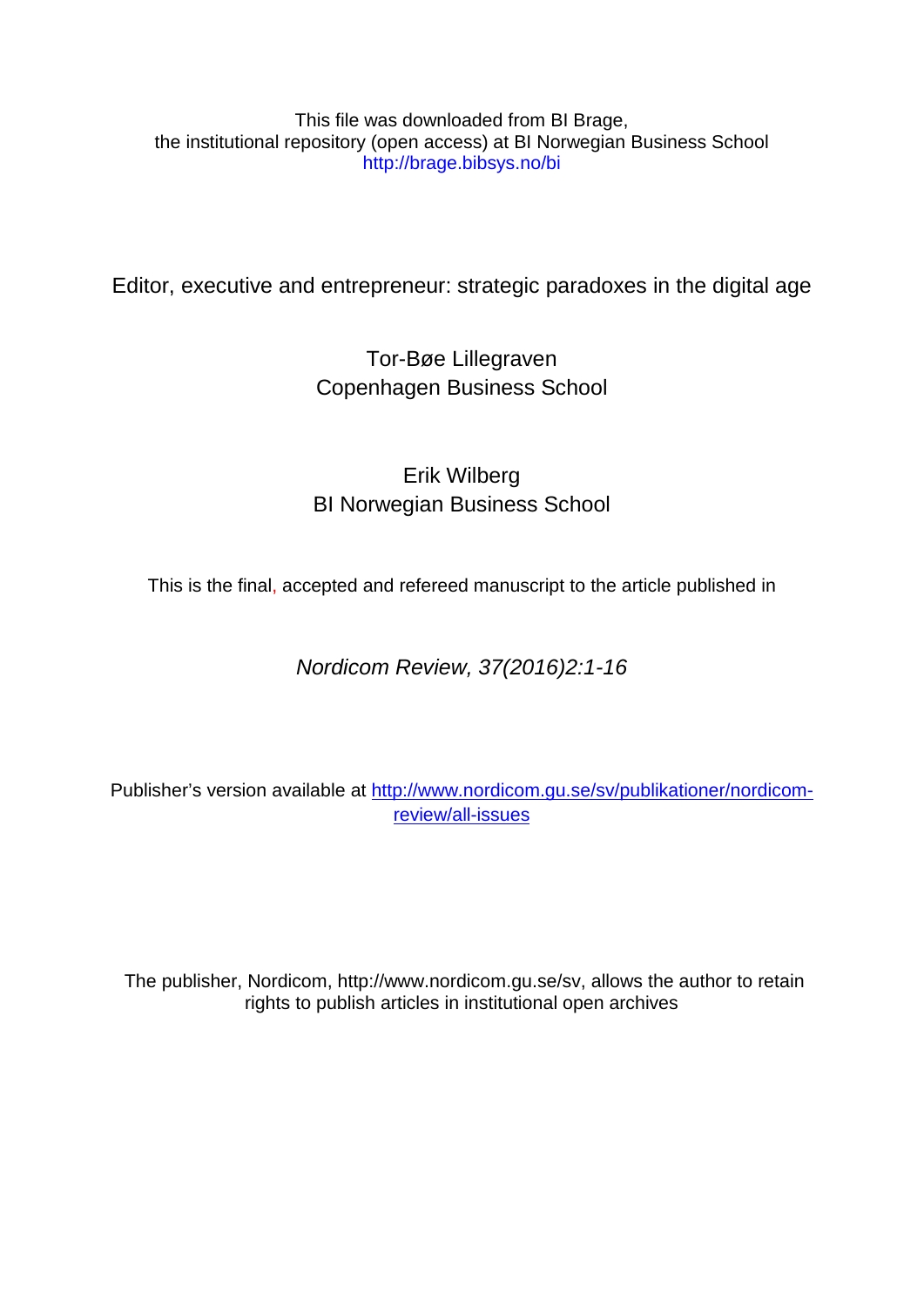This file was downloaded from BI Brage,
the institutional repository (open access) at BI Norwegian Business School
http://brage.bibsys.no/bi

# Editor, executive and entrepreneur: strategic paradoxes in the digital age

Tor-Bøe Lillegraven
Copenhagen Business School

Erik Wilberg
BI Norwegian Business School

This is the final, accepted and refereed manuscript to the article published in

*Nordicom Review, 37(2016)2:1-16*

Publisher's version available at http://www.nordicom.gu.se/sv/publikationer/nordicom-review/all-issues

The publisher, Nordicom, http://www.nordicom.gu.se/sv, allows the author to retain rights to publish articles in institutional open archives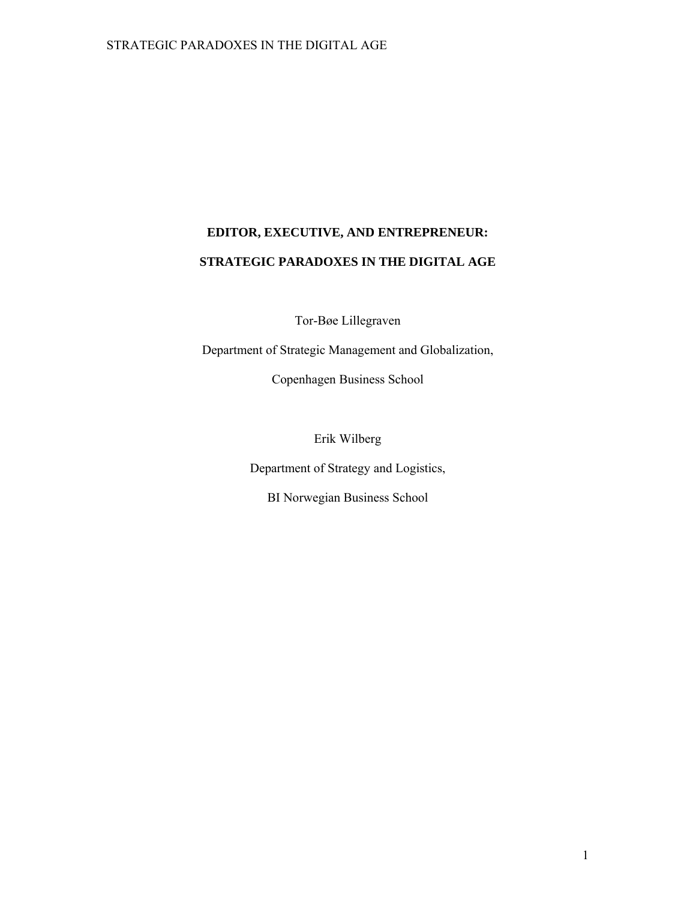**EDITOR, EXECUTIVE, AND ENTREPRENEUR:**

**STRATEGIC PARADOXES IN THE DIGITAL AGE**

Tor-Bøe Lillegraven

Department of Strategic Management and Globalization,

Copenhagen Business School

Erik Wilberg

Department of Strategy and Logistics,

BI Norwegian Business School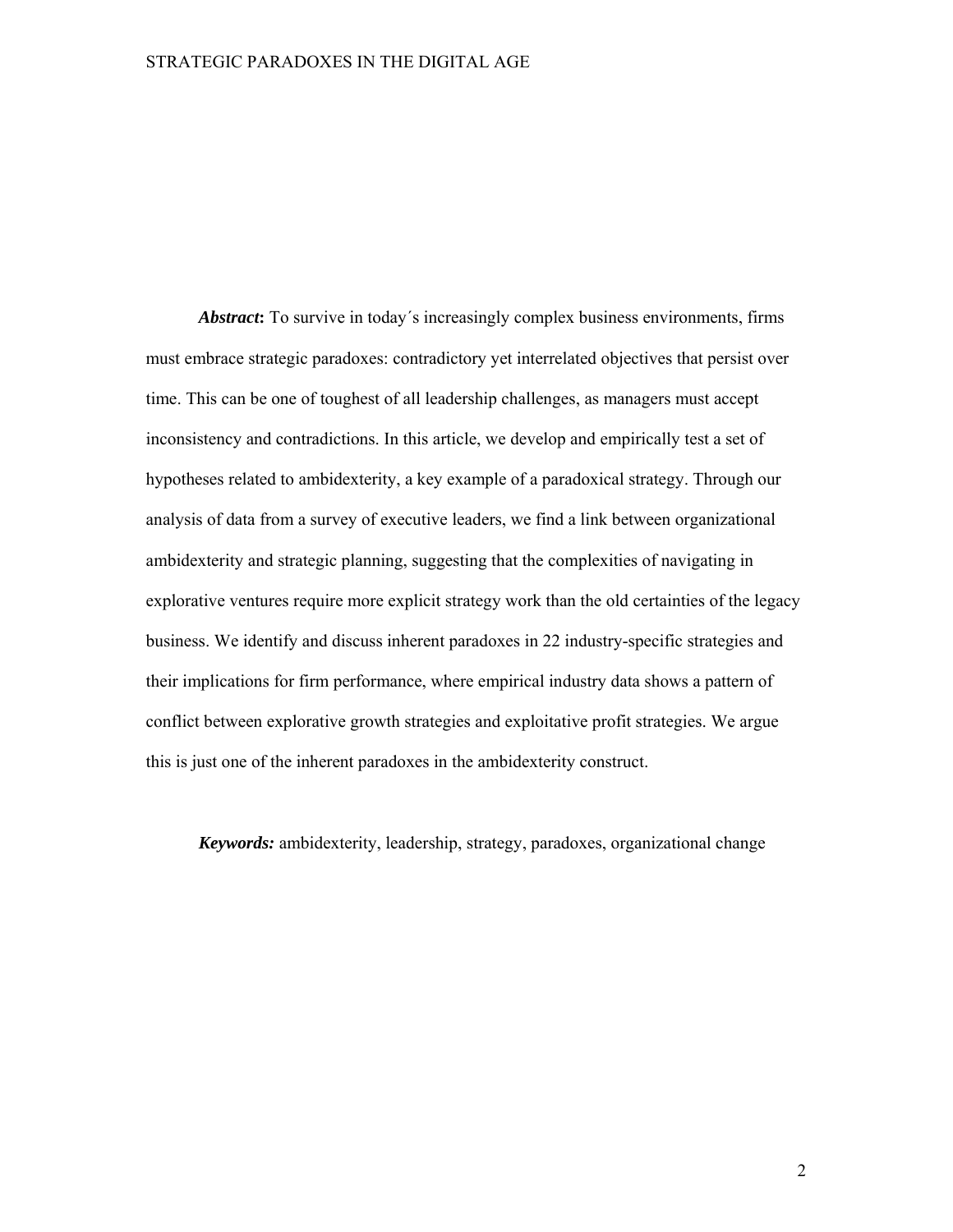***Abstract*:** To survive in today´s increasingly complex business environments, firms must embrace strategic paradoxes: contradictory yet interrelated objectives that persist over time. This can be one of toughest of all leadership challenges, as managers must accept inconsistency and contradictions. In this article, we develop and empirically test a set of hypotheses related to ambidexterity, a key example of a paradoxical strategy. Through our analysis of data from a survey of executive leaders, we find a link between organizational ambidexterity and strategic planning, suggesting that the complexities of navigating in explorative ventures require more explicit strategy work than the old certainties of the legacy business. We identify and discuss inherent paradoxes in 22 industry-specific strategies and their implications for firm performance, where empirical industry data shows a pattern of conflict between explorative growth strategies and exploitative profit strategies. We argue this is just one of the inherent paradoxes in the ambidexterity construct.

***Keywords:*** ambidexterity, leadership, strategy, paradoxes, organizational change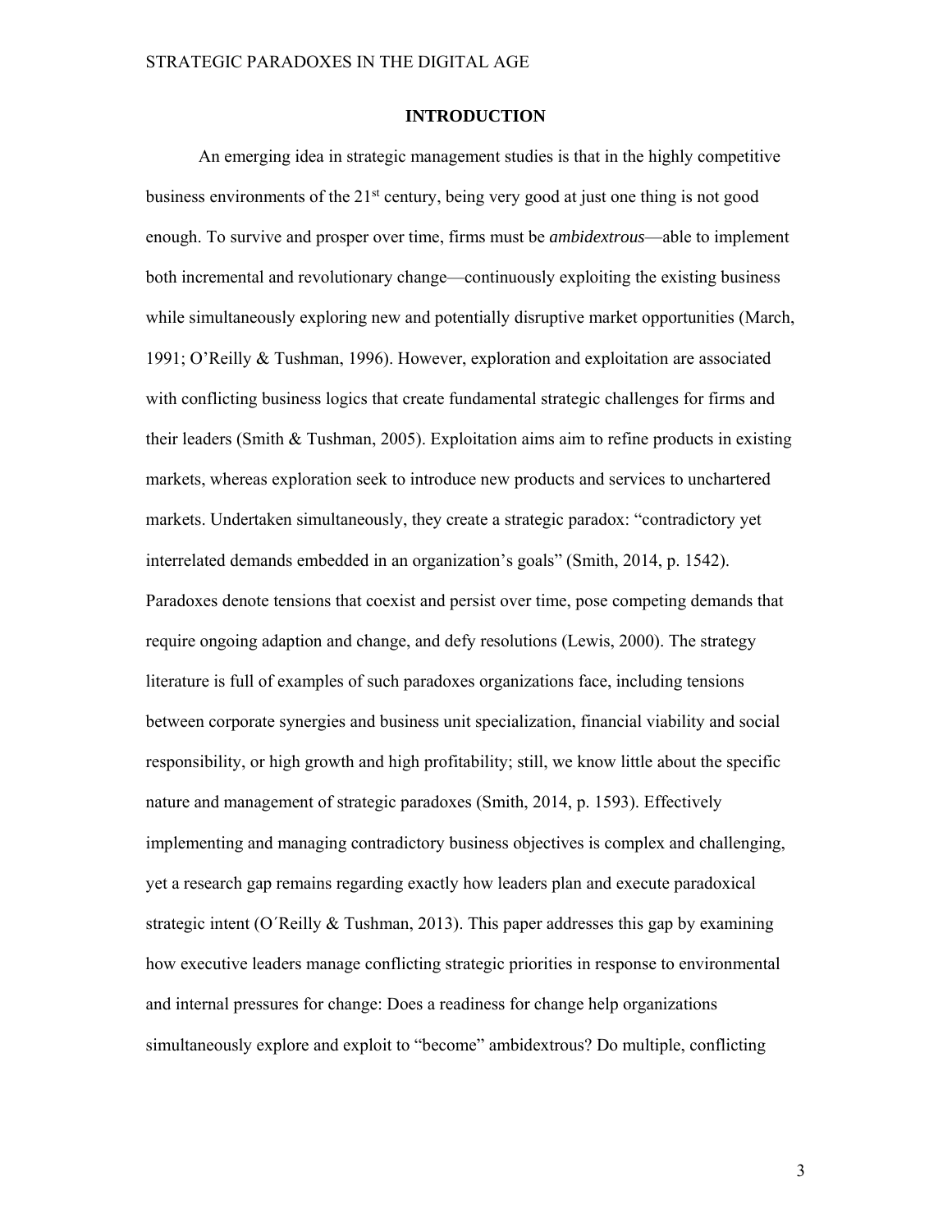## INTRODUCTION

An emerging idea in strategic management studies is that in the highly competitive business environments of the 21st century, being very good at just one thing is not good enough. To survive and prosper over time, firms must be *ambidextrous*—able to implement both incremental and revolutionary change—continuously exploiting the existing business while simultaneously exploring new and potentially disruptive market opportunities (March, 1991; O'Reilly & Tushman, 1996). However, exploration and exploitation are associated with conflicting business logics that create fundamental strategic challenges for firms and their leaders (Smith & Tushman, 2005). Exploitation aims aim to refine products in existing markets, whereas exploration seek to introduce new products and services to unchartered markets. Undertaken simultaneously, they create a strategic paradox: "contradictory yet interrelated demands embedded in an organization's goals" (Smith, 2014, p. 1542). Paradoxes denote tensions that coexist and persist over time, pose competing demands that require ongoing adaption and change, and defy resolutions (Lewis, 2000). The strategy literature is full of examples of such paradoxes organizations face, including tensions between corporate synergies and business unit specialization, financial viability and social responsibility, or high growth and high profitability; still, we know little about the specific nature and management of strategic paradoxes (Smith, 2014, p. 1593). Effectively implementing and managing contradictory business objectives is complex and challenging, yet a research gap remains regarding exactly how leaders plan and execute paradoxical strategic intent (O´Reilly & Tushman, 2013). This paper addresses this gap by examining how executive leaders manage conflicting strategic priorities in response to environmental and internal pressures for change: Does a readiness for change help organizations simultaneously explore and exploit to "become" ambidextrous? Do multiple, conflicting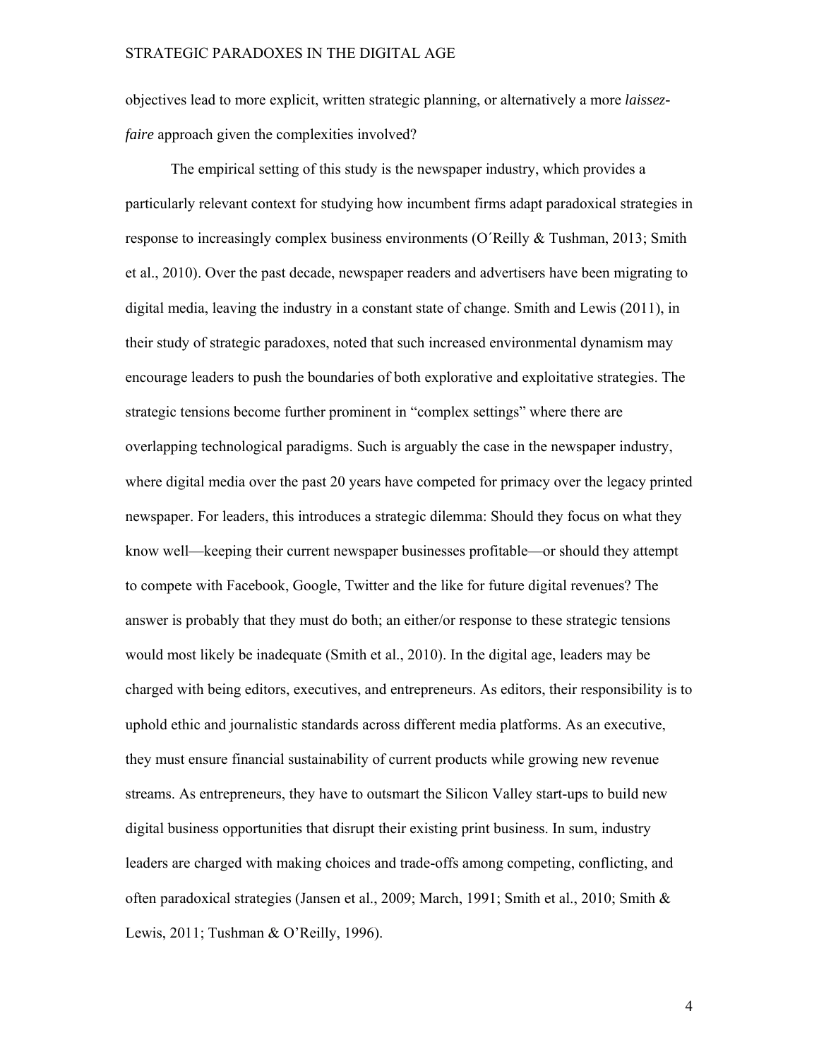objectives lead to more explicit, written strategic planning, or alternatively a more *laissez-faire* approach given the complexities involved?

The empirical setting of this study is the newspaper industry, which provides a particularly relevant context for studying how incumbent firms adapt paradoxical strategies in response to increasingly complex business environments (O´Reilly & Tushman, 2013; Smith et al., 2010). Over the past decade, newspaper readers and advertisers have been migrating to digital media, leaving the industry in a constant state of change. Smith and Lewis (2011), in their study of strategic paradoxes, noted that such increased environmental dynamism may encourage leaders to push the boundaries of both explorative and exploitative strategies. The strategic tensions become further prominent in "complex settings" where there are overlapping technological paradigms. Such is arguably the case in the newspaper industry, where digital media over the past 20 years have competed for primacy over the legacy printed newspaper. For leaders, this introduces a strategic dilemma: Should they focus on what they know well—keeping their current newspaper businesses profitable—or should they attempt to compete with Facebook, Google, Twitter and the like for future digital revenues? The answer is probably that they must do both; an either/or response to these strategic tensions would most likely be inadequate (Smith et al., 2010). In the digital age, leaders may be charged with being editors, executives, and entrepreneurs. As editors, their responsibility is to uphold ethic and journalistic standards across different media platforms. As an executive, they must ensure financial sustainability of current products while growing new revenue streams. As entrepreneurs, they have to outsmart the Silicon Valley start-ups to build new digital business opportunities that disrupt their existing print business. In sum, industry leaders are charged with making choices and trade-offs among competing, conflicting, and often paradoxical strategies (Jansen et al., 2009; March, 1991; Smith et al., 2010; Smith & Lewis, 2011; Tushman & O'Reilly, 1996).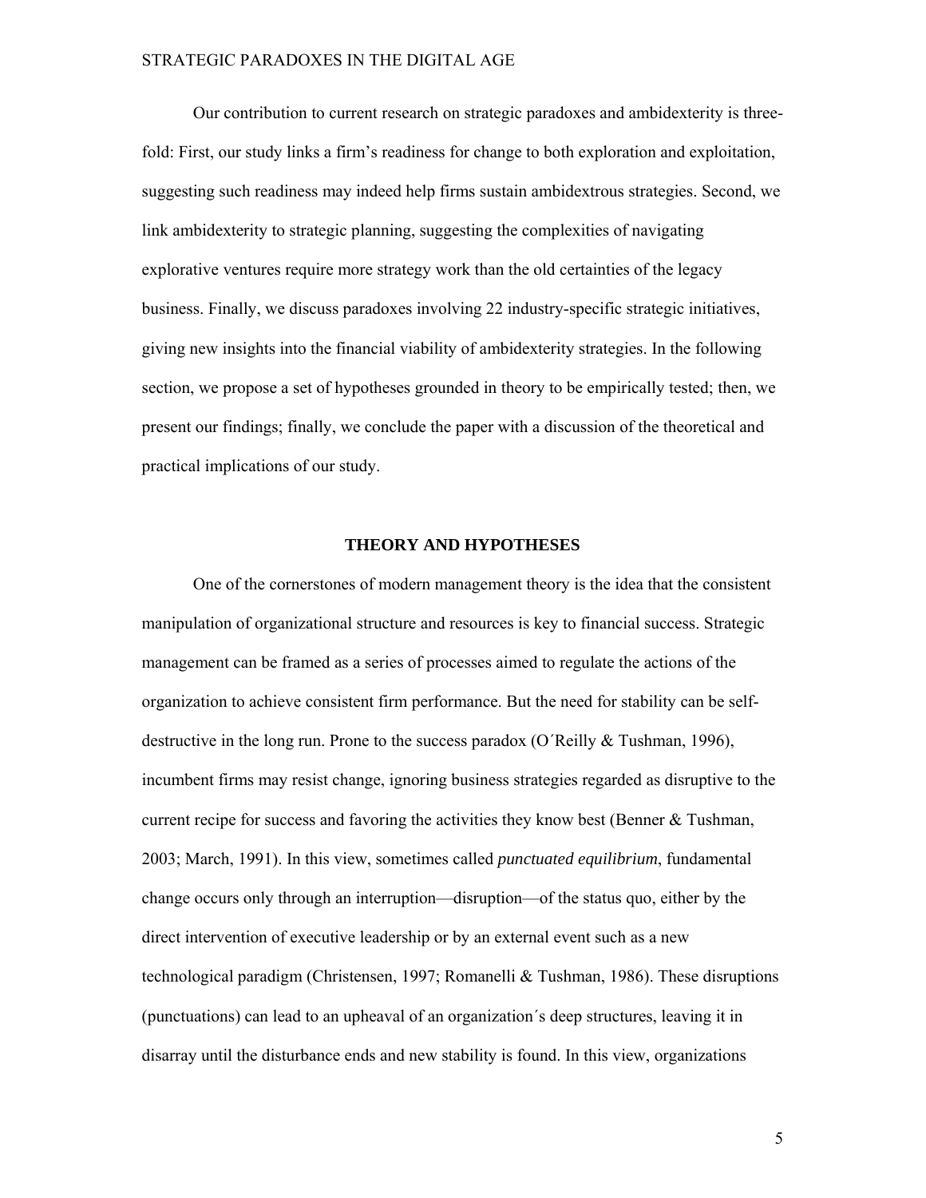Our contribution to current research on strategic paradoxes and ambidexterity is three-fold: First, our study links a firm's readiness for change to both exploration and exploitation, suggesting such readiness may indeed help firms sustain ambidextrous strategies. Second, we link ambidexterity to strategic planning, suggesting the complexities of navigating explorative ventures require more strategy work than the old certainties of the legacy business. Finally, we discuss paradoxes involving 22 industry-specific strategic initiatives, giving new insights into the financial viability of ambidexterity strategies. In the following section, we propose a set of hypotheses grounded in theory to be empirically tested; then, we present our findings; finally, we conclude the paper with a discussion of the theoretical and practical implications of our study.

## THEORY AND HYPOTHESES

One of the cornerstones of modern management theory is the idea that the consistent manipulation of organizational structure and resources is key to financial success. Strategic management can be framed as a series of processes aimed to regulate the actions of the organization to achieve consistent firm performance. But the need for stability can be self-destructive in the long run. Prone to the success paradox (O´Reilly & Tushman, 1996), incumbent firms may resist change, ignoring business strategies regarded as disruptive to the current recipe for success and favoring the activities they know best (Benner & Tushman, 2003; March, 1991). In this view, sometimes called *punctuated equilibrium*, fundamental change occurs only through an interruption—disruption—of the status quo, either by the direct intervention of executive leadership or by an external event such as a new technological paradigm (Christensen, 1997; Romanelli & Tushman, 1986). These disruptions (punctuations) can lead to an upheaval of an organization´s deep structures, leaving it in disarray until the disturbance ends and new stability is found. In this view, organizations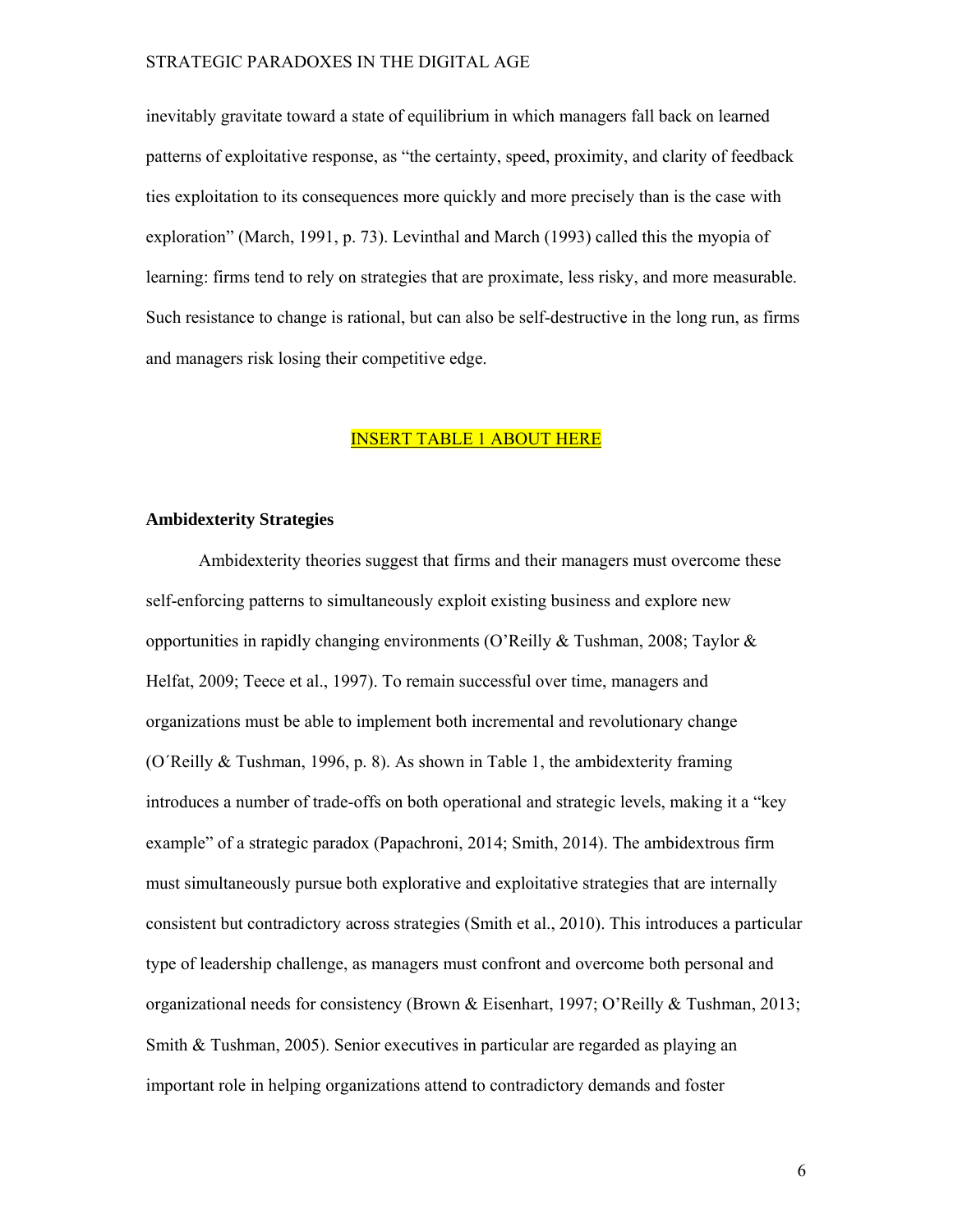inevitably gravitate toward a state of equilibrium in which managers fall back on learned patterns of exploitative response, as "the certainty, speed, proximity, and clarity of feedback ties exploitation to its consequences more quickly and more precisely than is the case with exploration" (March, 1991, p. 73). Levinthal and March (1993) called this the myopia of learning: firms tend to rely on strategies that are proximate, less risky, and more measurable. Such resistance to change is rational, but can also be self-destructive in the long run, as firms and managers risk losing their competitive edge.

INSERT TABLE 1 ABOUT HERE

**Ambidexterity Strategies**

Ambidexterity theories suggest that firms and their managers must overcome these self-enforcing patterns to simultaneously exploit existing business and explore new opportunities in rapidly changing environments (O'Reilly & Tushman, 2008; Taylor & Helfat, 2009; Teece et al., 1997). To remain successful over time, managers and organizations must be able to implement both incremental and revolutionary change (O´Reilly & Tushman, 1996, p. 8). As shown in Table 1, the ambidexterity framing introduces a number of trade-offs on both operational and strategic levels, making it a "key example" of a strategic paradox (Papachroni, 2014; Smith, 2014). The ambidextrous firm must simultaneously pursue both explorative and exploitative strategies that are internally consistent but contradictory across strategies (Smith et al., 2010). This introduces a particular type of leadership challenge, as managers must confront and overcome both personal and organizational needs for consistency (Brown & Eisenhart, 1997; O'Reilly & Tushman, 2013; Smith & Tushman, 2005). Senior executives in particular are regarded as playing an important role in helping organizations attend to contradictory demands and foster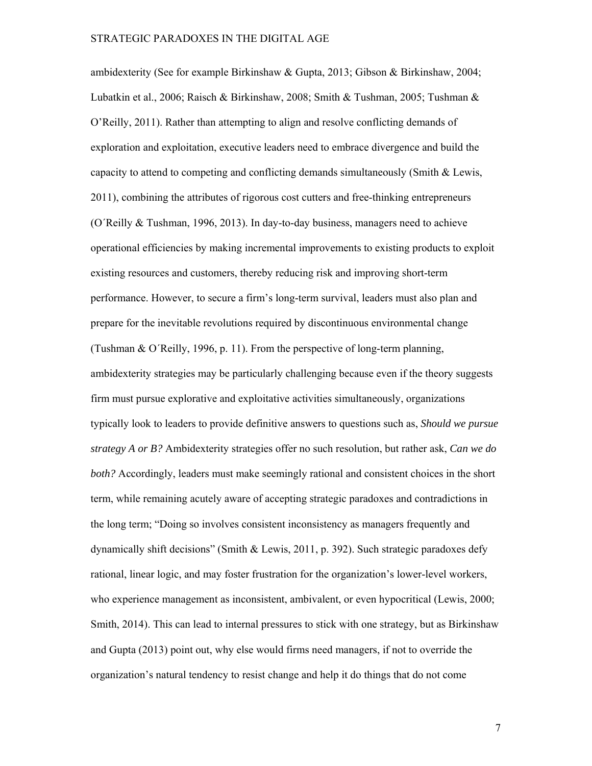ambidexterity (See for example Birkinshaw & Gupta, 2013; Gibson & Birkinshaw, 2004; Lubatkin et al., 2006; Raisch & Birkinshaw, 2008; Smith & Tushman, 2005; Tushman & O'Reilly, 2011). Rather than attempting to align and resolve conflicting demands of exploration and exploitation, executive leaders need to embrace divergence and build the capacity to attend to competing and conflicting demands simultaneously (Smith & Lewis, 2011), combining the attributes of rigorous cost cutters and free-thinking entrepreneurs (O´Reilly & Tushman, 1996, 2013). In day-to-day business, managers need to achieve operational efficiencies by making incremental improvements to existing products to exploit existing resources and customers, thereby reducing risk and improving short-term performance. However, to secure a firm's long-term survival, leaders must also plan and prepare for the inevitable revolutions required by discontinuous environmental change (Tushman & O´Reilly, 1996, p. 11). From the perspective of long-term planning, ambidexterity strategies may be particularly challenging because even if the theory suggests firm must pursue explorative and exploitative activities simultaneously, organizations typically look to leaders to provide definitive answers to questions such as, *Should we pursue strategy A or B?* Ambidexterity strategies offer no such resolution, but rather ask, *Can we do both?* Accordingly, leaders must make seemingly rational and consistent choices in the short term, while remaining acutely aware of accepting strategic paradoxes and contradictions in the long term; "Doing so involves consistent inconsistency as managers frequently and dynamically shift decisions" (Smith & Lewis, 2011, p. 392). Such strategic paradoxes defy rational, linear logic, and may foster frustration for the organization's lower-level workers, who experience management as inconsistent, ambivalent, or even hypocritical (Lewis, 2000; Smith, 2014). This can lead to internal pressures to stick with one strategy, but as Birkinshaw and Gupta (2013) point out, why else would firms need managers, if not to override the organization's natural tendency to resist change and help it do things that do not come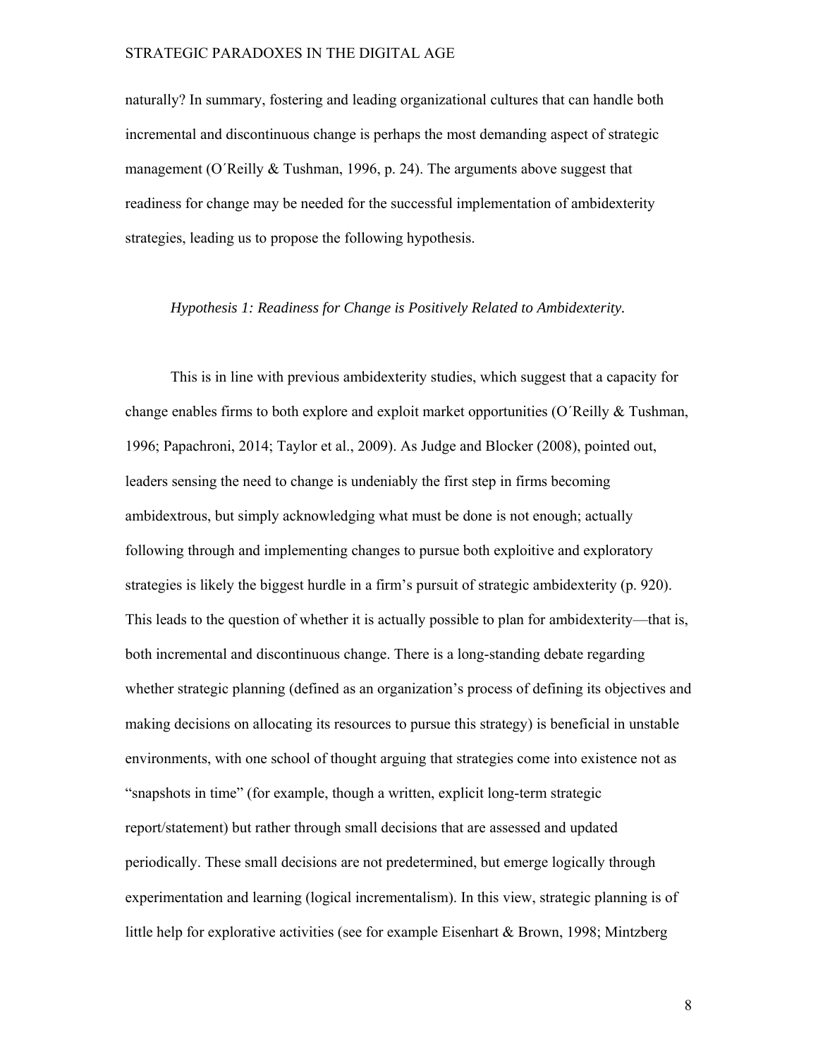naturally? In summary, fostering and leading organizational cultures that can handle both incremental and discontinuous change is perhaps the most demanding aspect of strategic management (O´Reilly & Tushman, 1996, p. 24). The arguments above suggest that readiness for change may be needed for the successful implementation of ambidexterity strategies, leading us to propose the following hypothesis.

*Hypothesis 1: Readiness for Change is Positively Related to Ambidexterity.*

This is in line with previous ambidexterity studies, which suggest that a capacity for change enables firms to both explore and exploit market opportunities (O´Reilly & Tushman, 1996; Papachroni, 2014; Taylor et al., 2009). As Judge and Blocker (2008), pointed out, leaders sensing the need to change is undeniably the first step in firms becoming ambidextrous, but simply acknowledging what must be done is not enough; actually following through and implementing changes to pursue both exploitive and exploratory strategies is likely the biggest hurdle in a firm's pursuit of strategic ambidexterity (p. 920). This leads to the question of whether it is actually possible to plan for ambidexterity—that is, both incremental and discontinuous change. There is a long-standing debate regarding whether strategic planning (defined as an organization's process of defining its objectives and making decisions on allocating its resources to pursue this strategy) is beneficial in unstable environments, with one school of thought arguing that strategies come into existence not as "snapshots in time" (for example, though a written, explicit long-term strategic report/statement) but rather through small decisions that are assessed and updated periodically. These small decisions are not predetermined, but emerge logically through experimentation and learning (logical incrementalism). In this view, strategic planning is of little help for explorative activities (see for example Eisenhart & Brown, 1998; Mintzberg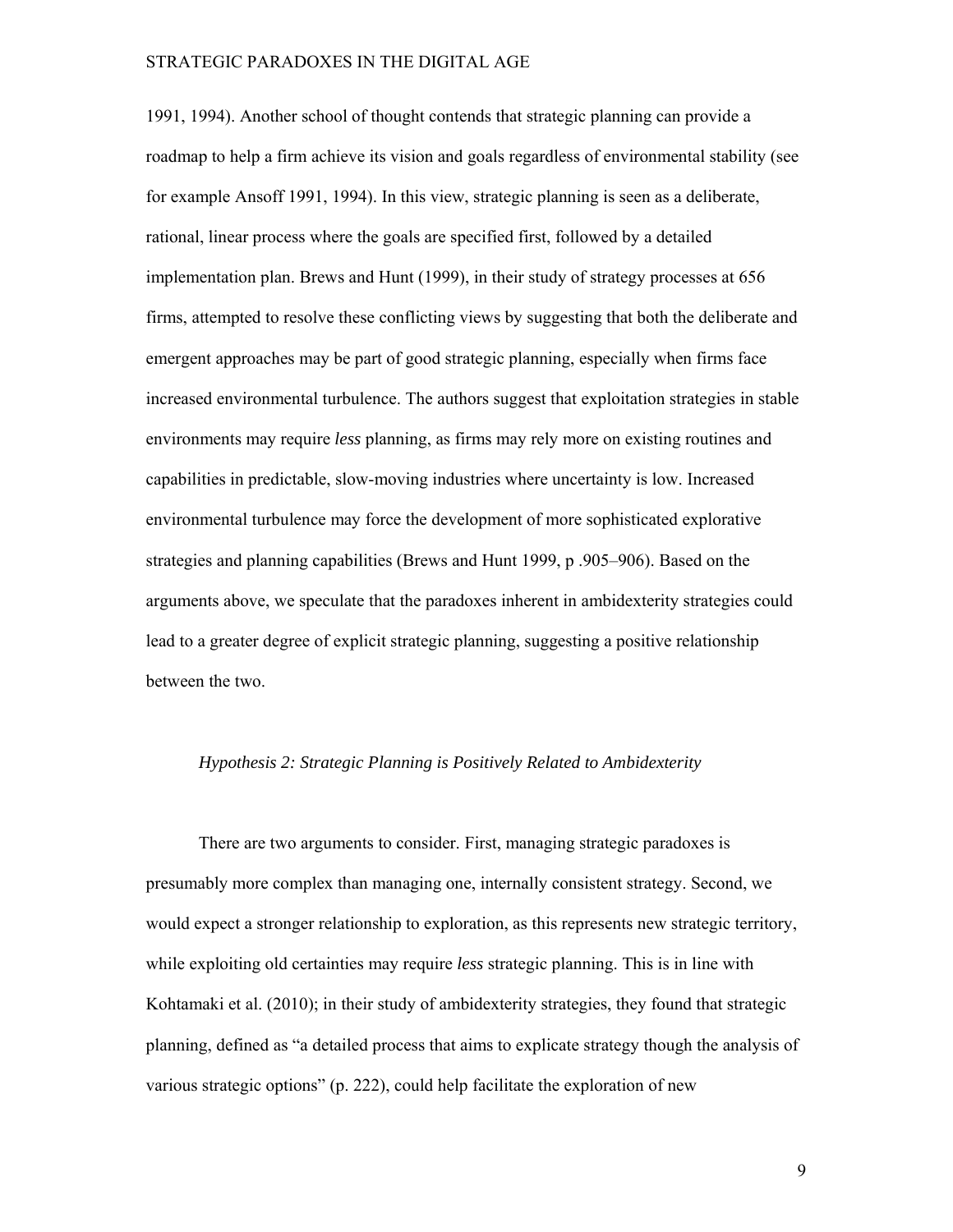1991, 1994). Another school of thought contends that strategic planning can provide a roadmap to help a firm achieve its vision and goals regardless of environmental stability (see for example Ansoff 1991, 1994). In this view, strategic planning is seen as a deliberate, rational, linear process where the goals are specified first, followed by a detailed implementation plan. Brews and Hunt (1999), in their study of strategy processes at 656 firms, attempted to resolve these conflicting views by suggesting that both the deliberate and emergent approaches may be part of good strategic planning, especially when firms face increased environmental turbulence. The authors suggest that exploitation strategies in stable environments may require *less* planning, as firms may rely more on existing routines and capabilities in predictable, slow-moving industries where uncertainty is low. Increased environmental turbulence may force the development of more sophisticated explorative strategies and planning capabilities (Brews and Hunt 1999, p .905–906). Based on the arguments above, we speculate that the paradoxes inherent in ambidexterity strategies could lead to a greater degree of explicit strategic planning, suggesting a positive relationship between the two.

*Hypothesis 2: Strategic Planning is Positively Related to Ambidexterity*

There are two arguments to consider. First, managing strategic paradoxes is presumably more complex than managing one, internally consistent strategy. Second, we would expect a stronger relationship to exploration, as this represents new strategic territory, while exploiting old certainties may require *less* strategic planning. This is in line with Kohtamaki et al. (2010); in their study of ambidexterity strategies, they found that strategic planning, defined as "a detailed process that aims to explicate strategy though the analysis of various strategic options" (p. 222), could help facilitate the exploration of new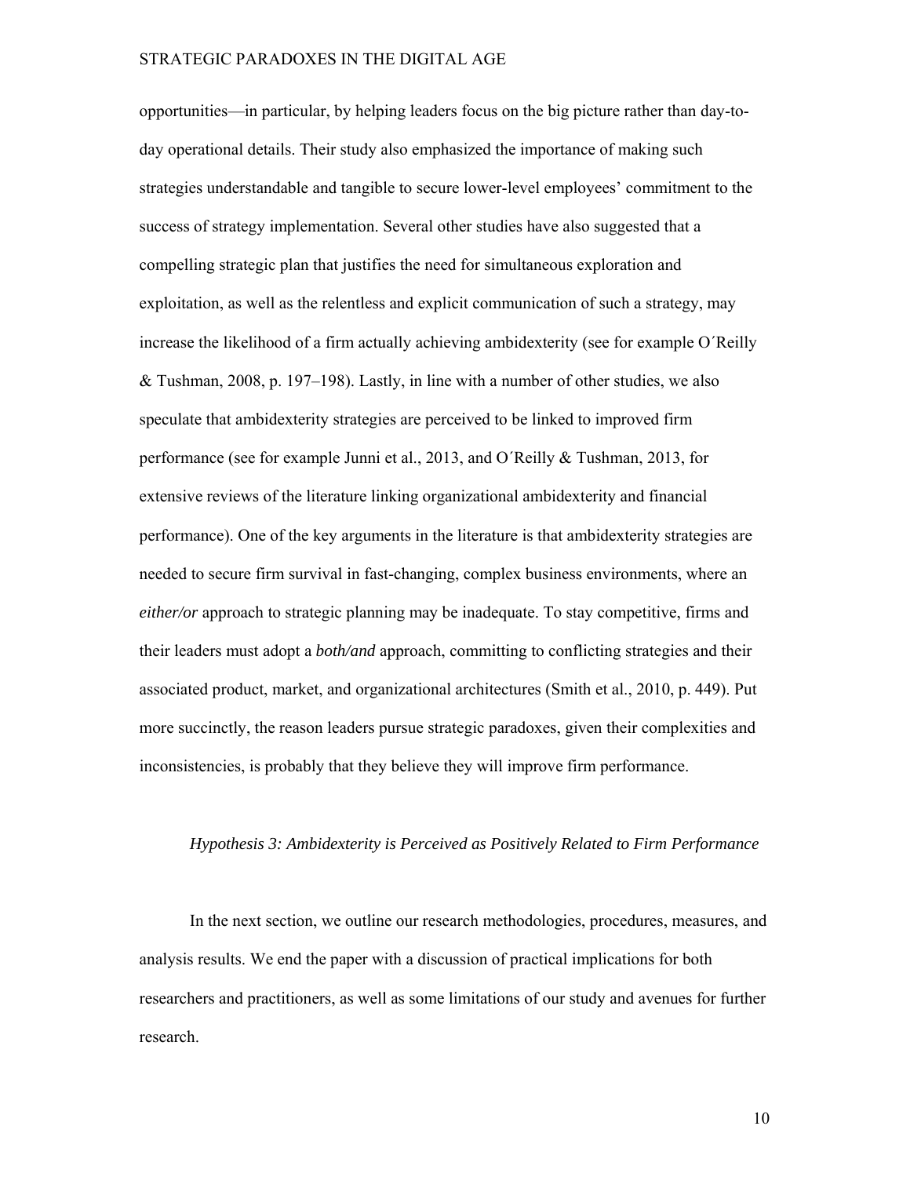opportunities—in particular, by helping leaders focus on the big picture rather than day-to-day operational details. Their study also emphasized the importance of making such strategies understandable and tangible to secure lower-level employees' commitment to the success of strategy implementation. Several other studies have also suggested that a compelling strategic plan that justifies the need for simultaneous exploration and exploitation, as well as the relentless and explicit communication of such a strategy, may increase the likelihood of a firm actually achieving ambidexterity (see for example O´Reilly & Tushman, 2008, p. 197–198). Lastly, in line with a number of other studies, we also speculate that ambidexterity strategies are perceived to be linked to improved firm performance (see for example Junni et al., 2013, and O´Reilly & Tushman, 2013, for extensive reviews of the literature linking organizational ambidexterity and financial performance). One of the key arguments in the literature is that ambidexterity strategies are needed to secure firm survival in fast-changing, complex business environments, where an *either/or* approach to strategic planning may be inadequate. To stay competitive, firms and their leaders must adopt a *both/and* approach, committing to conflicting strategies and their associated product, market, and organizational architectures (Smith et al., 2010, p. 449). Put more succinctly, the reason leaders pursue strategic paradoxes, given their complexities and inconsistencies, is probably that they believe they will improve firm performance.

*Hypothesis 3: Ambidexterity is Perceived as Positively Related to Firm Performance*

In the next section, we outline our research methodologies, procedures, measures, and analysis results. We end the paper with a discussion of practical implications for both researchers and practitioners, as well as some limitations of our study and avenues for further research.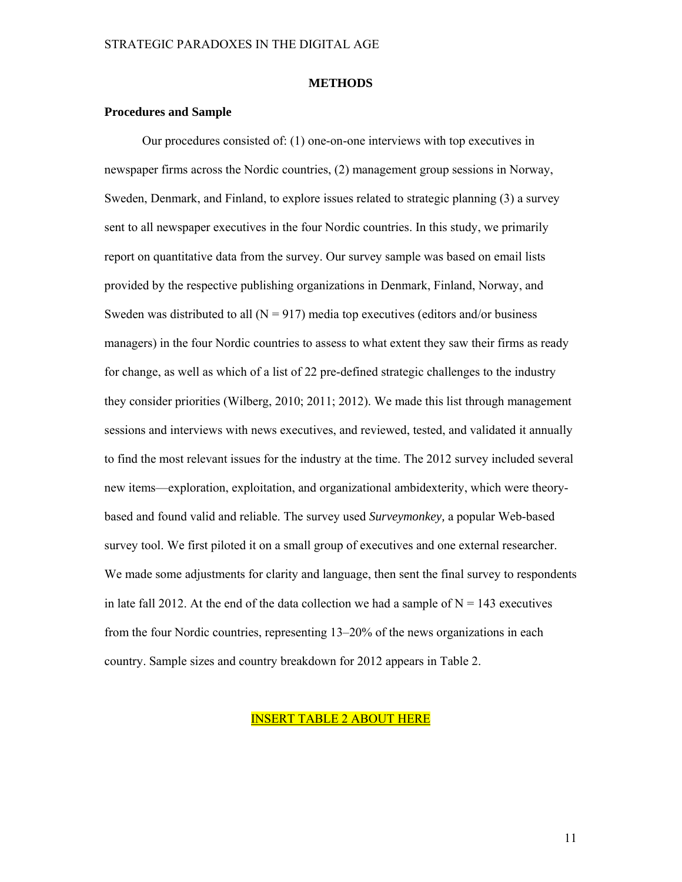# METHODS

## Procedures and Sample

Our procedures consisted of: (1) one-on-one interviews with top executives in newspaper firms across the Nordic countries, (2) management group sessions in Norway, Sweden, Denmark, and Finland, to explore issues related to strategic planning (3) a survey sent to all newspaper executives in the four Nordic countries. In this study, we primarily report on quantitative data from the survey. Our survey sample was based on email lists provided by the respective publishing organizations in Denmark, Finland, Norway, and Sweden was distributed to all (N = 917) media top executives (editors and/or business managers) in the four Nordic countries to assess to what extent they saw their firms as ready for change, as well as which of a list of 22 pre-defined strategic challenges to the industry they consider priorities (Wilberg, 2010; 2011; 2012). We made this list through management sessions and interviews with news executives, and reviewed, tested, and validated it annually to find the most relevant issues for the industry at the time. The 2012 survey included several new items—exploration, exploitation, and organizational ambidexterity, which were theory-based and found valid and reliable. The survey used *Surveymonkey,* a popular Web-based survey tool. We first piloted it on a small group of executives and one external researcher. We made some adjustments for clarity and language, then sent the final survey to respondents in late fall 2012. At the end of the data collection we had a sample of N = 143 executives from the four Nordic countries, representing 13–20% of the news organizations in each country. Sample sizes and country breakdown for 2012 appears in Table 2.

INSERT TABLE 2 ABOUT HERE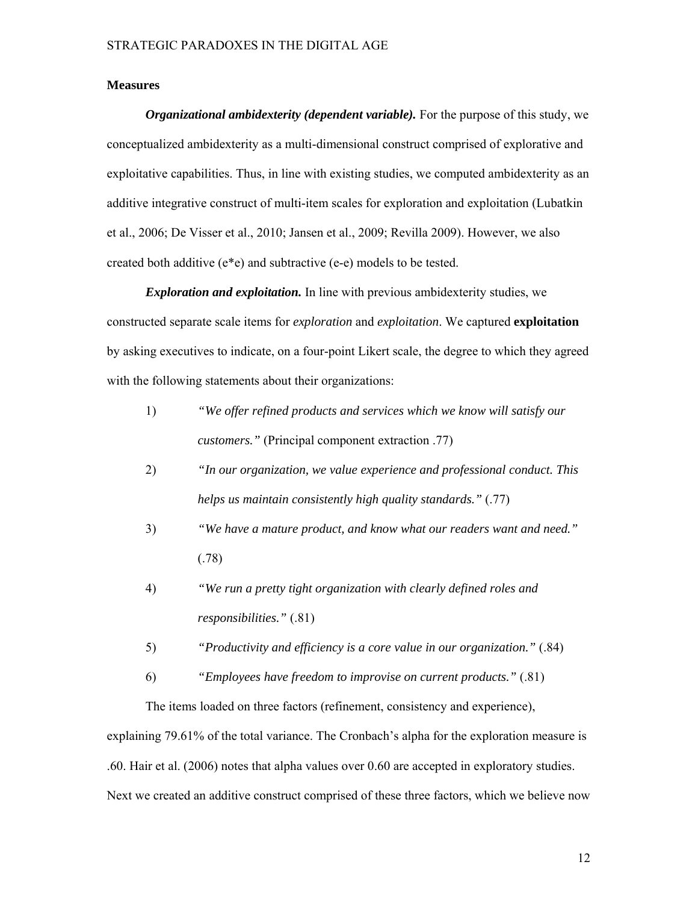**Measures**

***Organizational ambidexterity (dependent variable).*** For the purpose of this study, we conceptualized ambidexterity as a multi-dimensional construct comprised of explorative and exploitative capabilities. Thus, in line with existing studies, we computed ambidexterity as an additive integrative construct of multi-item scales for exploration and exploitation (Lubatkin et al., 2006; De Visser et al., 2010; Jansen et al., 2009; Revilla 2009). However, we also created both additive (e*e) and subtractive (e-e) models to be tested.

***Exploration and exploitation.*** In line with previous ambidexterity studies, we constructed separate scale items for *exploration* and *exploitation*. We captured **exploitation** by asking executives to indicate, on a four-point Likert scale, the degree to which they agreed with the following statements about their organizations:

1) *"We offer refined products and services which we know will satisfy our customers."* (Principal component extraction .77)
2) *"In our organization, we value experience and professional conduct. This helps us maintain consistently high quality standards."* (.77)
3) *"We have a mature product, and know what our readers want and need."* (.78)
4) *"We run a pretty tight organization with clearly defined roles and responsibilities."* (.81)
5) *"Productivity and efficiency is a core value in our organization."* (.84)
6) *"Employees have freedom to improvise on current products."* (.81)

The items loaded on three factors (refinement, consistency and experience), explaining 79.61% of the total variance. The Cronbach's alpha for the exploration measure is .60. Hair et al. (2006) notes that alpha values over 0.60 are accepted in exploratory studies. Next we created an additive construct comprised of these three factors, which we believe now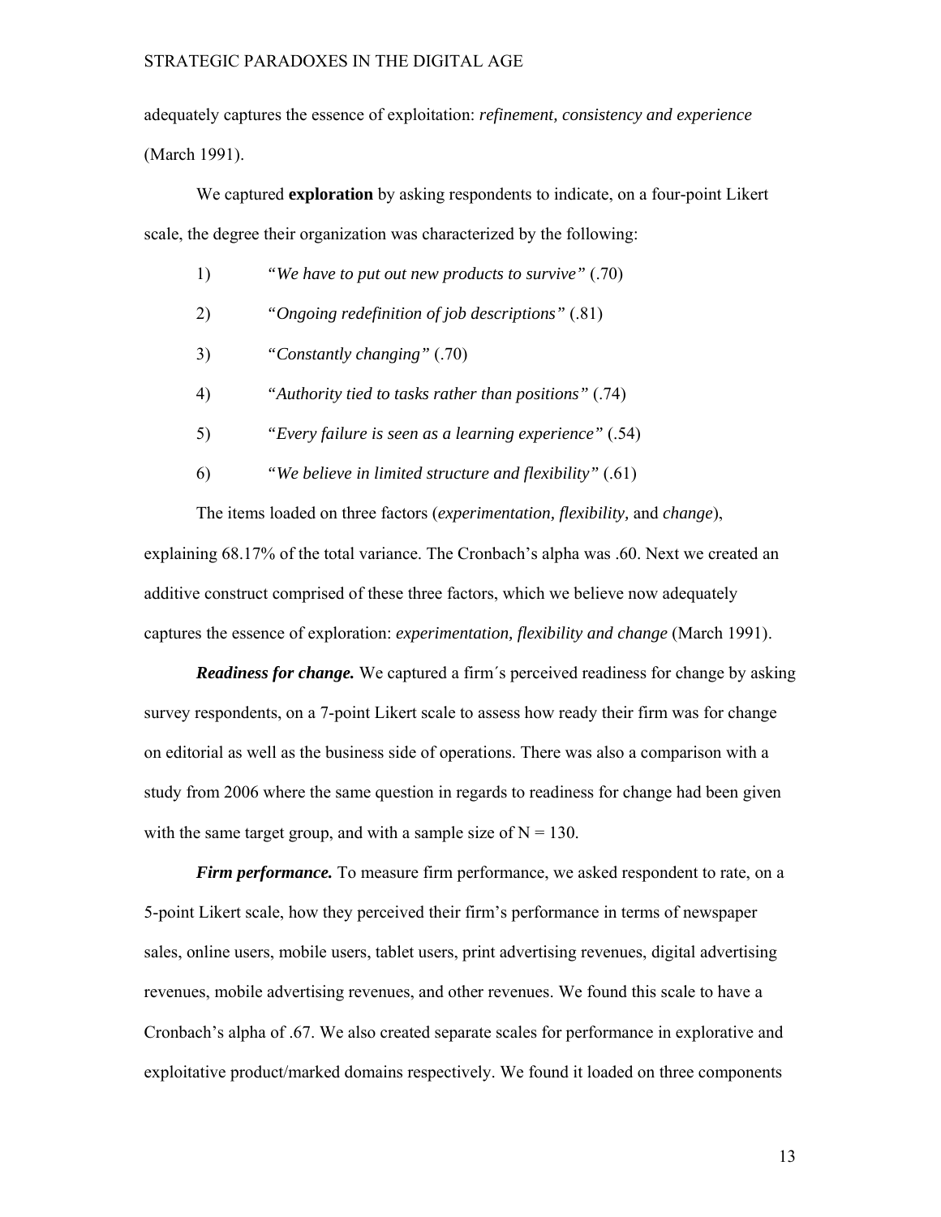adequately captures the essence of exploitation: *refinement, consistency and experience* (March 1991).

We captured **exploration** by asking respondents to indicate, on a four-point Likert scale, the degree their organization was characterized by the following:

1) *"We have to put out new products to survive"* (.70)
2) "*Ongoing redefinition of job descriptions"* (.81)
3) *"Constantly changing"* (.70)
4) "*Authority tied to tasks rather than positions"* (.74)
5) *"Every failure is seen as a learning experience"* (.54)
6) "*We believe in limited structure and flexibility"* (.61)

The items loaded on three factors (*experimentation, flexibility,* and *change*), explaining 68.17% of the total variance. The Cronbach's alpha was .60. Next we created an additive construct comprised of these three factors, which we believe now adequately captures the essence of exploration: *experimentation, flexibility and change* (March 1991).

***Readiness for change.*** We captured a firm´s perceived readiness for change by asking survey respondents, on a 7-point Likert scale to assess how ready their firm was for change on editorial as well as the business side of operations. There was also a comparison with a study from 2006 where the same question in regards to readiness for change had been given with the same target group, and with a sample size of N = 130.

***Firm performance.*** To measure firm performance, we asked respondent to rate, on a 5-point Likert scale, how they perceived their firm's performance in terms of newspaper sales, online users, mobile users, tablet users, print advertising revenues, digital advertising revenues, mobile advertising revenues, and other revenues. We found this scale to have a Cronbach's alpha of .67. We also created separate scales for performance in explorative and exploitative product/marked domains respectively. We found it loaded on three components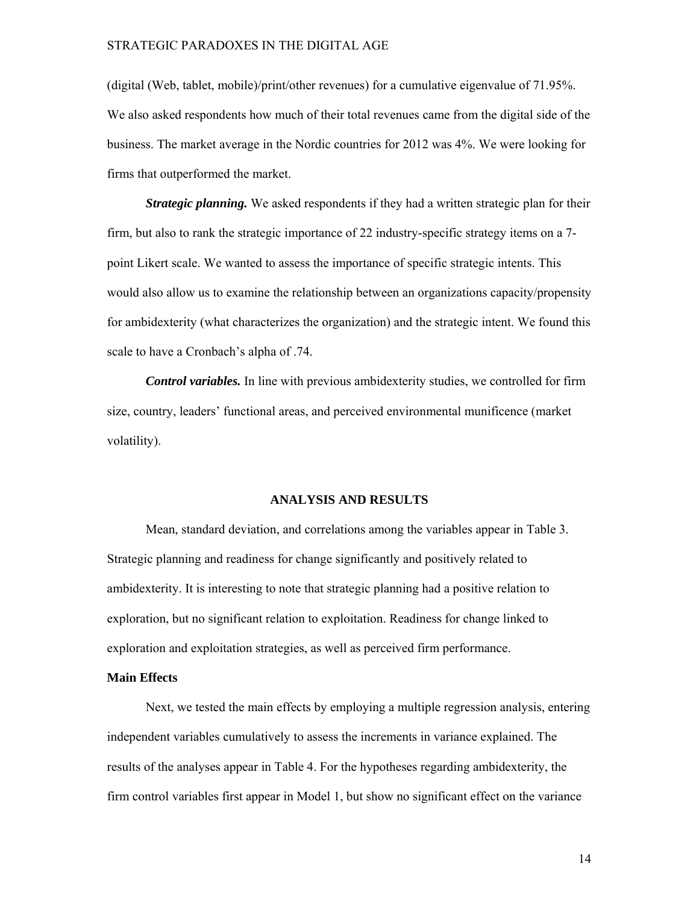(digital (Web, tablet, mobile)/print/other revenues) for a cumulative eigenvalue of 71.95%. We also asked respondents how much of their total revenues came from the digital side of the business. The market average in the Nordic countries for 2012 was 4%. We were looking for firms that outperformed the market.

***Strategic planning.*** We asked respondents if they had a written strategic plan for their firm, but also to rank the strategic importance of 22 industry-specific strategy items on a 7-point Likert scale. We wanted to assess the importance of specific strategic intents. This would also allow us to examine the relationship between an organizations capacity/propensity for ambidexterity (what characterizes the organization) and the strategic intent. We found this scale to have a Cronbach's alpha of .74.

***Control variables.*** In line with previous ambidexterity studies, we controlled for firm size, country, leaders' functional areas, and perceived environmental munificence (market volatility).

## ANALYSIS AND RESULTS

Mean, standard deviation, and correlations among the variables appear in Table 3. Strategic planning and readiness for change significantly and positively related to ambidexterity. It is interesting to note that strategic planning had a positive relation to exploration, but no significant relation to exploitation. Readiness for change linked to exploration and exploitation strategies, as well as perceived firm performance.

### Main Effects

Next, we tested the main effects by employing a multiple regression analysis, entering independent variables cumulatively to assess the increments in variance explained. The results of the analyses appear in Table 4. For the hypotheses regarding ambidexterity, the firm control variables first appear in Model 1, but show no significant effect on the variance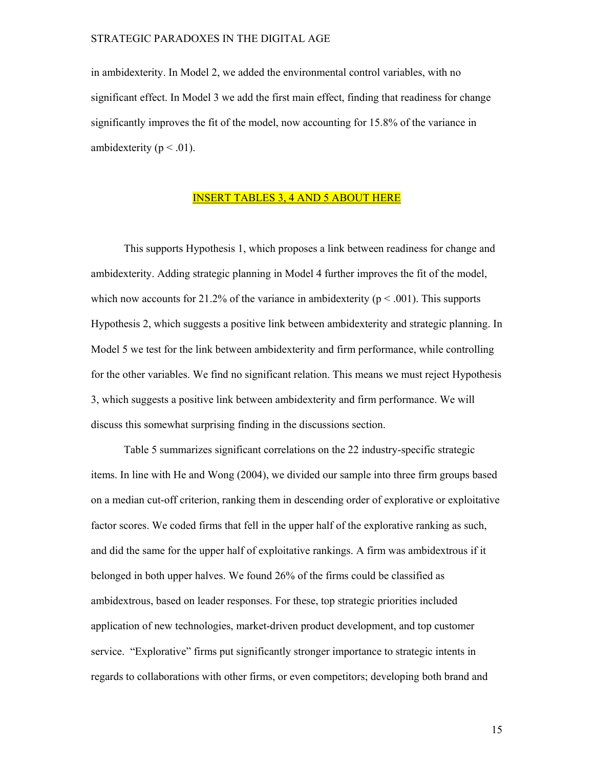in ambidexterity. In Model 2, we added the environmental control variables, with no significant effect. In Model 3 we add the first main effect, finding that readiness for change significantly improves the fit of the model, now accounting for 15.8% of the variance in ambidexterity ($p < .01$).

INSERT TABLES 3, 4 AND 5 ABOUT HERE

This supports Hypothesis 1, which proposes a link between readiness for change and ambidexterity. Adding strategic planning in Model 4 further improves the fit of the model, which now accounts for 21.2% of the variance in ambidexterity ($p < .001$). This supports Hypothesis 2, which suggests a positive link between ambidexterity and strategic planning. In Model 5 we test for the link between ambidexterity and firm performance, while controlling for the other variables. We find no significant relation. This means we must reject Hypothesis 3, which suggests a positive link between ambidexterity and firm performance. We will discuss this somewhat surprising finding in the discussions section.

Table 5 summarizes significant correlations on the 22 industry-specific strategic items. In line with He and Wong (2004), we divided our sample into three firm groups based on a median cut-off criterion, ranking them in descending order of explorative or exploitative factor scores. We coded firms that fell in the upper half of the explorative ranking as such, and did the same for the upper half of exploitative rankings. A firm was ambidextrous if it belonged in both upper halves. We found 26% of the firms could be classified as ambidextrous, based on leader responses. For these, top strategic priorities included application of new technologies, market-driven product development, and top customer service. "Explorative" firms put significantly stronger importance to strategic intents in regards to collaborations with other firms, or even competitors; developing both brand and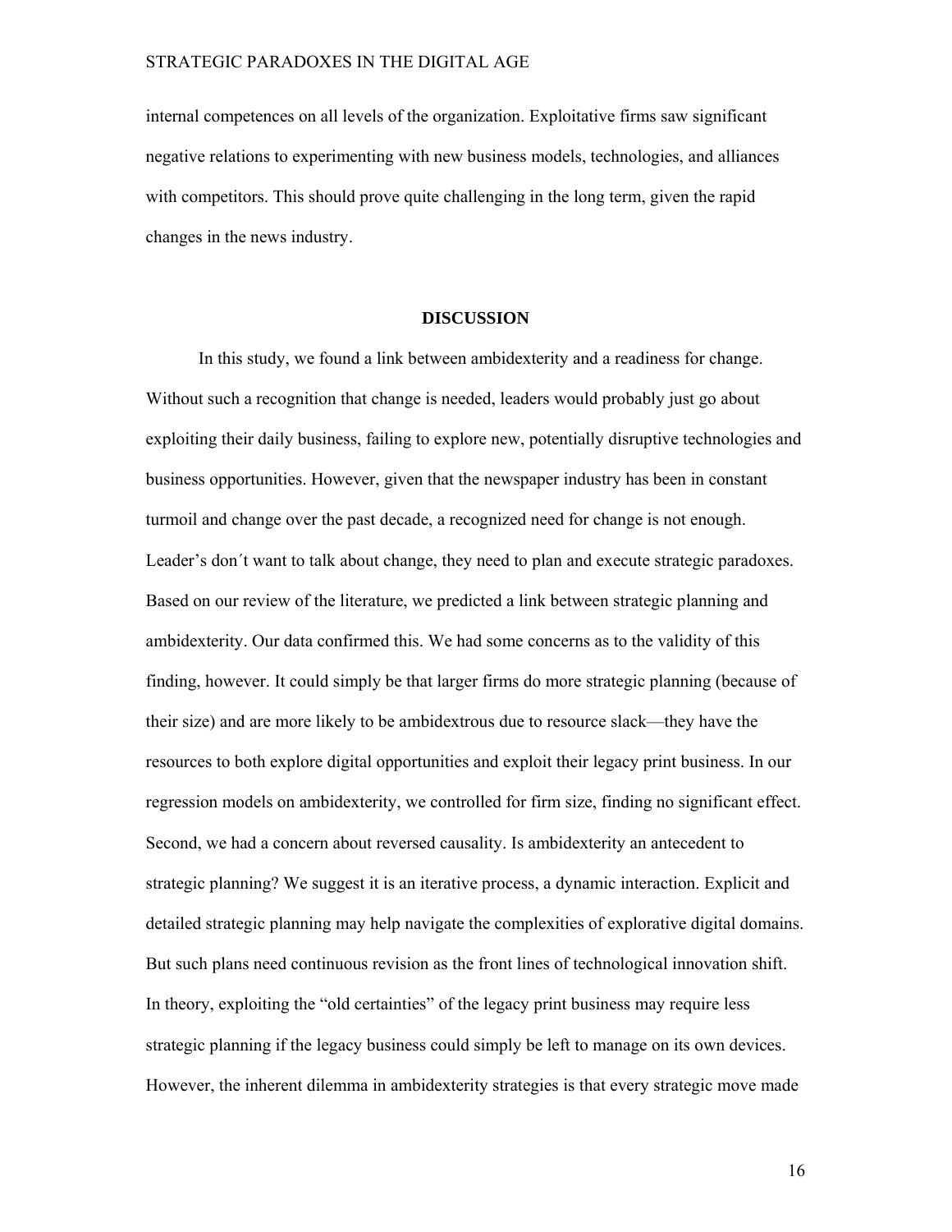internal competences on all levels of the organization. Exploitative firms saw significant negative relations to experimenting with new business models, technologies, and alliances with competitors. This should prove quite challenging in the long term, given the rapid changes in the news industry.

## DISCUSSION

In this study, we found a link between ambidexterity and a readiness for change. Without such a recognition that change is needed, leaders would probably just go about exploiting their daily business, failing to explore new, potentially disruptive technologies and business opportunities. However, given that the newspaper industry has been in constant turmoil and change over the past decade, a recognized need for change is not enough. Leader's don´t want to talk about change, they need to plan and execute strategic paradoxes. Based on our review of the literature, we predicted a link between strategic planning and ambidexterity. Our data confirmed this. We had some concerns as to the validity of this finding, however. It could simply be that larger firms do more strategic planning (because of their size) and are more likely to be ambidextrous due to resource slack—they have the resources to both explore digital opportunities and exploit their legacy print business. In our regression models on ambidexterity, we controlled for firm size, finding no significant effect. Second, we had a concern about reversed causality. Is ambidexterity an antecedent to strategic planning? We suggest it is an iterative process, a dynamic interaction. Explicit and detailed strategic planning may help navigate the complexities of explorative digital domains. But such plans need continuous revision as the front lines of technological innovation shift. In theory, exploiting the "old certainties" of the legacy print business may require less strategic planning if the legacy business could simply be left to manage on its own devices. However, the inherent dilemma in ambidexterity strategies is that every strategic move made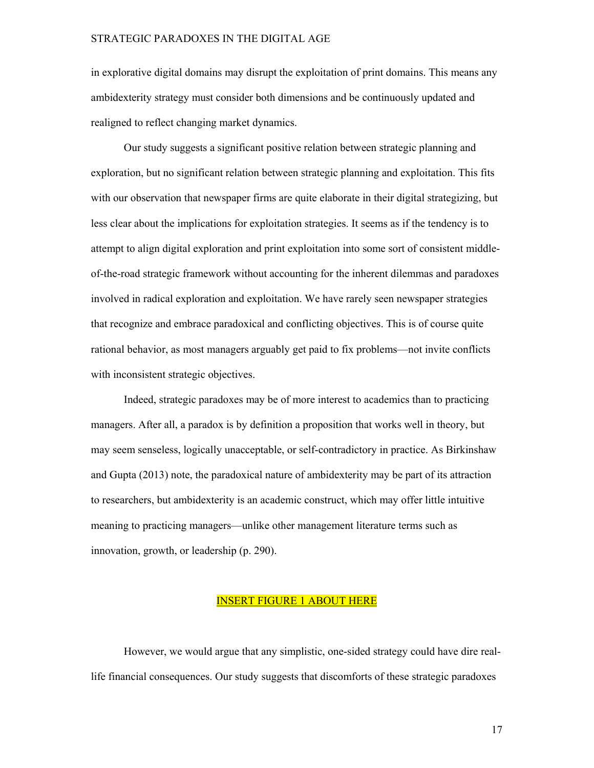in explorative digital domains may disrupt the exploitation of print domains. This means any ambidexterity strategy must consider both dimensions and be continuously updated and realigned to reflect changing market dynamics.

Our study suggests a significant positive relation between strategic planning and exploration, but no significant relation between strategic planning and exploitation. This fits with our observation that newspaper firms are quite elaborate in their digital strategizing, but less clear about the implications for exploitation strategies. It seems as if the tendency is to attempt to align digital exploration and print exploitation into some sort of consistent middle-of-the-road strategic framework without accounting for the inherent dilemmas and paradoxes involved in radical exploration and exploitation. We have rarely seen newspaper strategies that recognize and embrace paradoxical and conflicting objectives. This is of course quite rational behavior, as most managers arguably get paid to fix problems—not invite conflicts with inconsistent strategic objectives.

Indeed, strategic paradoxes may be of more interest to academics than to practicing managers. After all, a paradox is by definition a proposition that works well in theory, but may seem senseless, logically unacceptable, or self-contradictory in practice. As Birkinshaw and Gupta (2013) note, the paradoxical nature of ambidexterity may be part of its attraction to researchers, but ambidexterity is an academic construct, which may offer little intuitive meaning to practicing managers—unlike other management literature terms such as innovation, growth, or leadership (p. 290).

INSERT FIGURE 1 ABOUT HERE

However, we would argue that any simplistic, one-sided strategy could have dire real-life financial consequences. Our study suggests that discomforts of these strategic paradoxes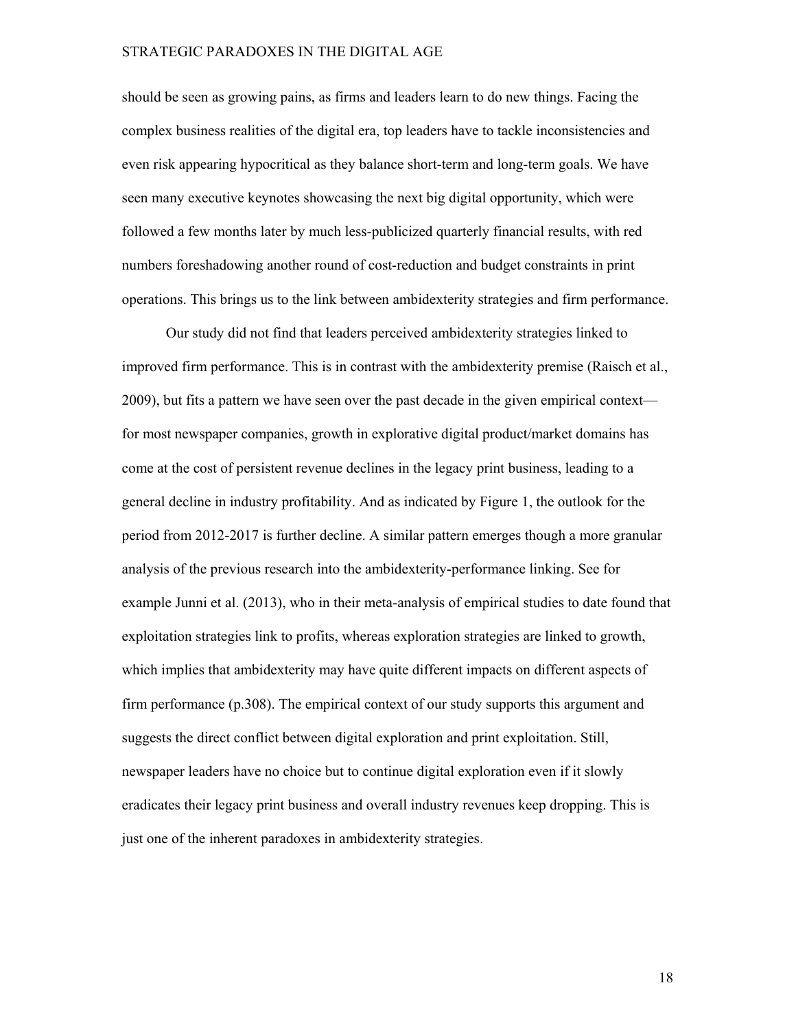should be seen as growing pains, as firms and leaders learn to do new things. Facing the complex business realities of the digital era, top leaders have to tackle inconsistencies and even risk appearing hypocritical as they balance short-term and long-term goals. We have seen many executive keynotes showcasing the next big digital opportunity, which were followed a few months later by much less-publicized quarterly financial results, with red numbers foreshadowing another round of cost-reduction and budget constraints in print operations. This brings us to the link between ambidexterity strategies and firm performance.

Our study did not find that leaders perceived ambidexterity strategies linked to improved firm performance. This is in contrast with the ambidexterity premise (Raisch et al., 2009), but fits a pattern we have seen over the past decade in the given empirical context—for most newspaper companies, growth in explorative digital product/market domains has come at the cost of persistent revenue declines in the legacy print business, leading to a general decline in industry profitability. And as indicated by Figure 1, the outlook for the period from 2012-2017 is further decline. A similar pattern emerges though a more granular analysis of the previous research into the ambidexterity-performance linking. See for example Junni et al. (2013), who in their meta-analysis of empirical studies to date found that exploitation strategies link to profits, whereas exploration strategies are linked to growth, which implies that ambidexterity may have quite different impacts on different aspects of firm performance (p.308). The empirical context of our study supports this argument and suggests the direct conflict between digital exploration and print exploitation. Still, newspaper leaders have no choice but to continue digital exploration even if it slowly eradicates their legacy print business and overall industry revenues keep dropping. This is just one of the inherent paradoxes in ambidexterity strategies.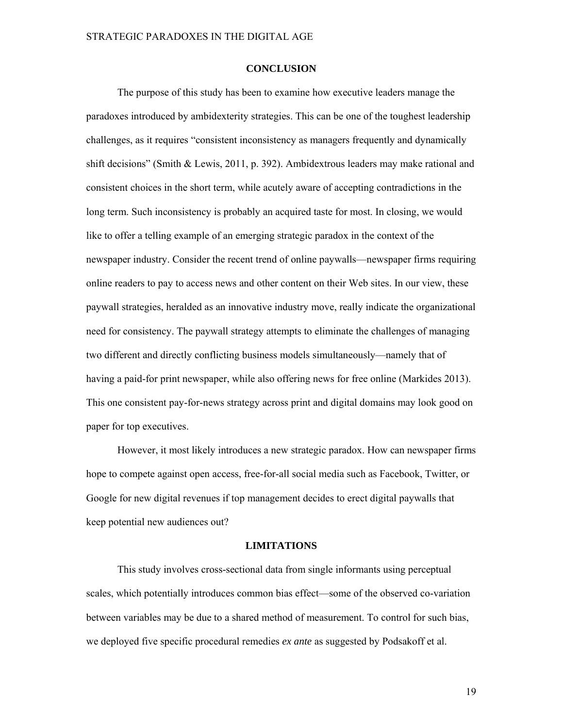## CONCLUSION

The purpose of this study has been to examine how executive leaders manage the paradoxes introduced by ambidexterity strategies. This can be one of the toughest leadership challenges, as it requires "consistent inconsistency as managers frequently and dynamically shift decisions" (Smith & Lewis, 2011, p. 392). Ambidextrous leaders may make rational and consistent choices in the short term, while acutely aware of accepting contradictions in the long term. Such inconsistency is probably an acquired taste for most. In closing, we would like to offer a telling example of an emerging strategic paradox in the context of the newspaper industry. Consider the recent trend of online paywalls—newspaper firms requiring online readers to pay to access news and other content on their Web sites. In our view, these paywall strategies, heralded as an innovative industry move, really indicate the organizational need for consistency. The paywall strategy attempts to eliminate the challenges of managing two different and directly conflicting business models simultaneously—namely that of having a paid-for print newspaper, while also offering news for free online (Markides 2013). This one consistent pay-for-news strategy across print and digital domains may look good on paper for top executives.

However, it most likely introduces a new strategic paradox. How can newspaper firms hope to compete against open access, free-for-all social media such as Facebook, Twitter, or Google for new digital revenues if top management decides to erect digital paywalls that keep potential new audiences out?

## LIMITATIONS

This study involves cross-sectional data from single informants using perceptual scales, which potentially introduces common bias effect—some of the observed co-variation between variables may be due to a shared method of measurement. To control for such bias, we deployed five specific procedural remedies *ex ante* as suggested by Podsakoff et al.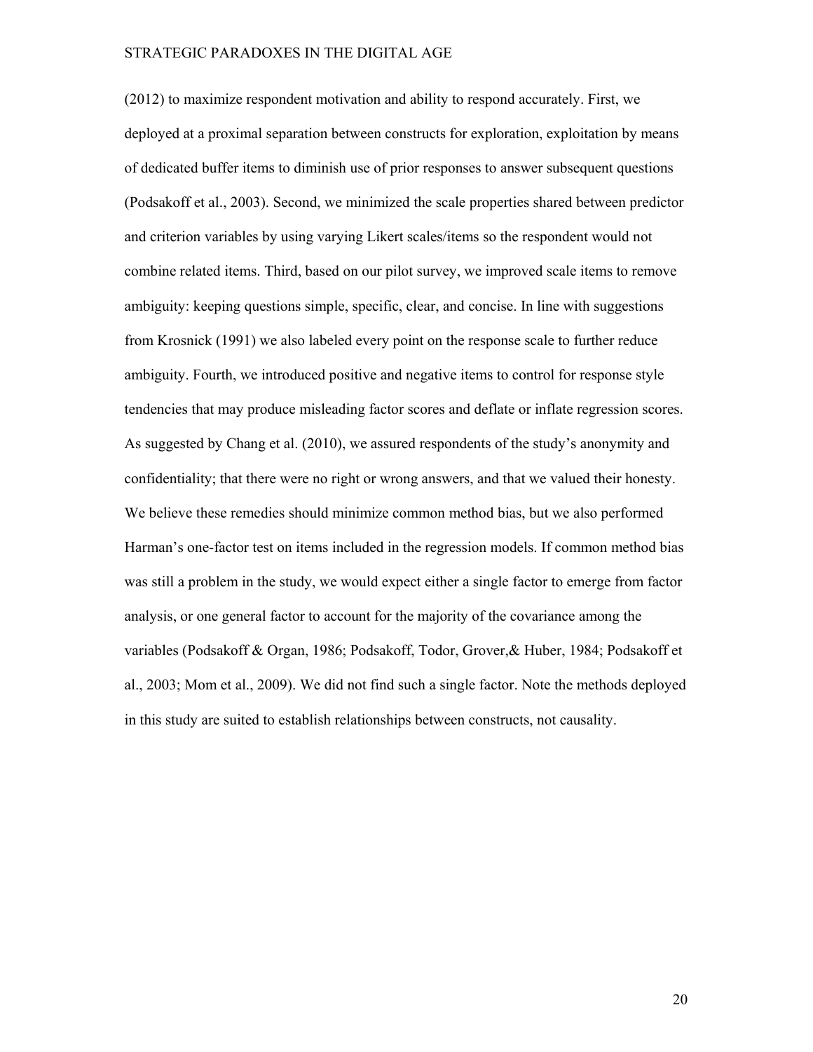(2012) to maximize respondent motivation and ability to respond accurately. First, we deployed at a proximal separation between constructs for exploration, exploitation by means of dedicated buffer items to diminish use of prior responses to answer subsequent questions (Podsakoff et al., 2003). Second, we minimized the scale properties shared between predictor and criterion variables by using varying Likert scales/items so the respondent would not combine related items. Third, based on our pilot survey, we improved scale items to remove ambiguity: keeping questions simple, specific, clear, and concise. In line with suggestions from Krosnick (1991) we also labeled every point on the response scale to further reduce ambiguity. Fourth, we introduced positive and negative items to control for response style tendencies that may produce misleading factor scores and deflate or inflate regression scores. As suggested by Chang et al. (2010), we assured respondents of the study's anonymity and confidentiality; that there were no right or wrong answers, and that we valued their honesty. We believe these remedies should minimize common method bias, but we also performed Harman's one-factor test on items included in the regression models. If common method bias was still a problem in the study, we would expect either a single factor to emerge from factor analysis, or one general factor to account for the majority of the covariance among the variables (Podsakoff & Organ, 1986; Podsakoff, Todor, Grover,& Huber, 1984; Podsakoff et al., 2003; Mom et al., 2009). We did not find such a single factor. Note the methods deployed in this study are suited to establish relationships between constructs, not causality.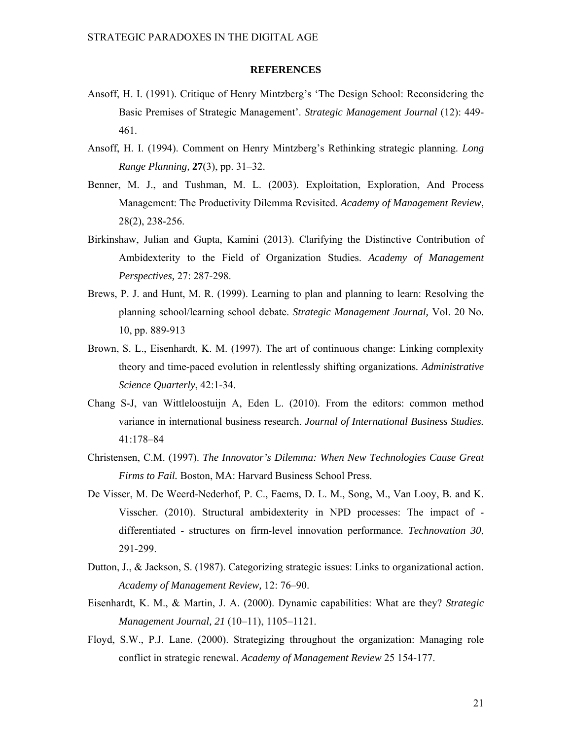## REFERENCES

Ansoff, H. I. (1991). Critique of Henry Mintzberg's 'The Design School: Reconsidering the Basic Premises of Strategic Management'. *Strategic Management Journal* (12): 449-461.

Ansoff, H. I. (1994). Comment on Henry Mintzberg's Rethinking strategic planning. *Long Range Planning,* **27**(3), pp. 31–32.

Benner, M. J., and Tushman, M. L. (2003). Exploitation, Exploration, And Process Management: The Productivity Dilemma Revisited. *Academy of Management Review*, 28(2), 238-256.

Birkinshaw, Julian and Gupta, Kamini (2013). Clarifying the Distinctive Contribution of Ambidexterity to the Field of Organization Studies. *Academy of Management Perspectives,* 27: 287-298.

Brews, P. J. and Hunt, M. R. (1999). Learning to plan and planning to learn: Resolving the planning school/learning school debate. *Strategic Management Journal,* Vol. 20 No. 10, pp. 889-913

Brown, S. L., Eisenhardt, K. M. (1997). The art of continuous change: Linking complexity theory and time-paced evolution in relentlessly shifting organizations*. Administrative Science Quarterly*, 42:1-34.

Chang S-J, van Wittleloostuijn A, Eden L. (2010). From the editors: common method variance in international business research. *Journal of International Business Studies.* 41:178–84

Christensen, C.M. (1997). *The Innovator's Dilemma: When New Technologies Cause Great Firms to Fail.* Boston, MA: Harvard Business School Press.

De Visser, M. De Weerd-Nederhof, P. C., Faems, D. L. M., Song, M., Van Looy, B. and K. Visscher. (2010). Structural ambidexterity in NPD processes: The impact of - differentiated - structures on firm-level innovation performance. *Technovation 30*, 291-299.

Dutton, J., & Jackson, S. (1987). Categorizing strategic issues: Links to organizational action. *Academy of Management Review,* 12: 76–90.

Eisenhardt, K. M., & Martin, J. A. (2000). Dynamic capabilities: What are they? *Strategic Management Journal, 21* (10–11), 1105–1121.

Floyd, S.W., P.J. Lane. (2000). Strategizing throughout the organization: Managing role conflict in strategic renewal. *Academy of Management Review* 25 154-177.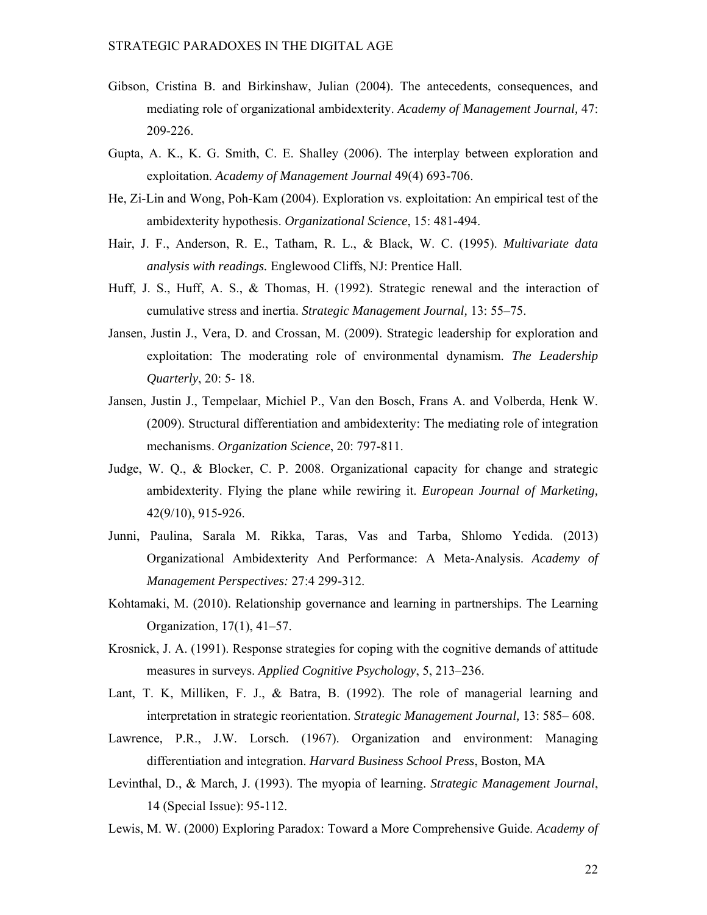Gibson, Cristina B. and Birkinshaw, Julian (2004). The antecedents, consequences, and mediating role of organizational ambidexterity. *Academy of Management Journal,* 47: 209-226.

Gupta, A. K., K. G. Smith, C. E. Shalley (2006). The interplay between exploration and exploitation. *Academy of Management Journal* 49(4) 693-706.

He, Zi-Lin and Wong, Poh-Kam (2004). Exploration vs. exploitation: An empirical test of the ambidexterity hypothesis. *Organizational Science*, 15: 481-494.

Hair, J. F., Anderson, R. E., Tatham, R. L., & Black, W. C. (1995). *Multivariate data analysis with readings.* Englewood Cliffs, NJ: Prentice Hall.

Huff, J. S., Huff, A. S., & Thomas, H. (1992). Strategic renewal and the interaction of cumulative stress and inertia. *Strategic Management Journal,* 13: 55–75.

Jansen, Justin J., Vera, D. and Crossan, M. (2009). Strategic leadership for exploration and exploitation: The moderating role of environmental dynamism. *The Leadership Quarterly*, 20: 5- 18.

Jansen, Justin J., Tempelaar, Michiel P., Van den Bosch, Frans A. and Volberda, Henk W. (2009). Structural differentiation and ambidexterity: The mediating role of integration mechanisms. *Organization Science*, 20: 797-811.

Judge, W. Q., & Blocker, C. P. 2008. Organizational capacity for change and strategic ambidexterity. Flying the plane while rewiring it. *European Journal of Marketing,* 42(9/10), 915-926.

Junni, Paulina, Sarala M. Rikka, Taras, Vas and Tarba, Shlomo Yedida. (2013) Organizational Ambidexterity And Performance: A Meta-Analysis. *Academy of Management Perspectives:* 27:4 299-312.

Kohtamaki, M. (2010). Relationship governance and learning in partnerships. The Learning Organization, 17(1), 41–57.

Krosnick, J. A. (1991). Response strategies for coping with the cognitive demands of attitude measures in surveys. *Applied Cognitive Psychology*, 5, 213–236.

Lant, T. K, Milliken, F. J., & Batra, B. (1992). The role of managerial learning and interpretation in strategic reorientation. *Strategic Management Journal,* 13: 585– 608.

Lawrence, P.R., J.W. Lorsch. (1967). Organization and environment: Managing differentiation and integration. *Harvard Business School Press*, Boston, MA

Levinthal, D., & March, J. (1993). The myopia of learning. *Strategic Management Journal*, 14 (Special Issue): 95-112.

Lewis, M. W. (2000) Exploring Paradox: Toward a More Comprehensive Guide. *Academy of*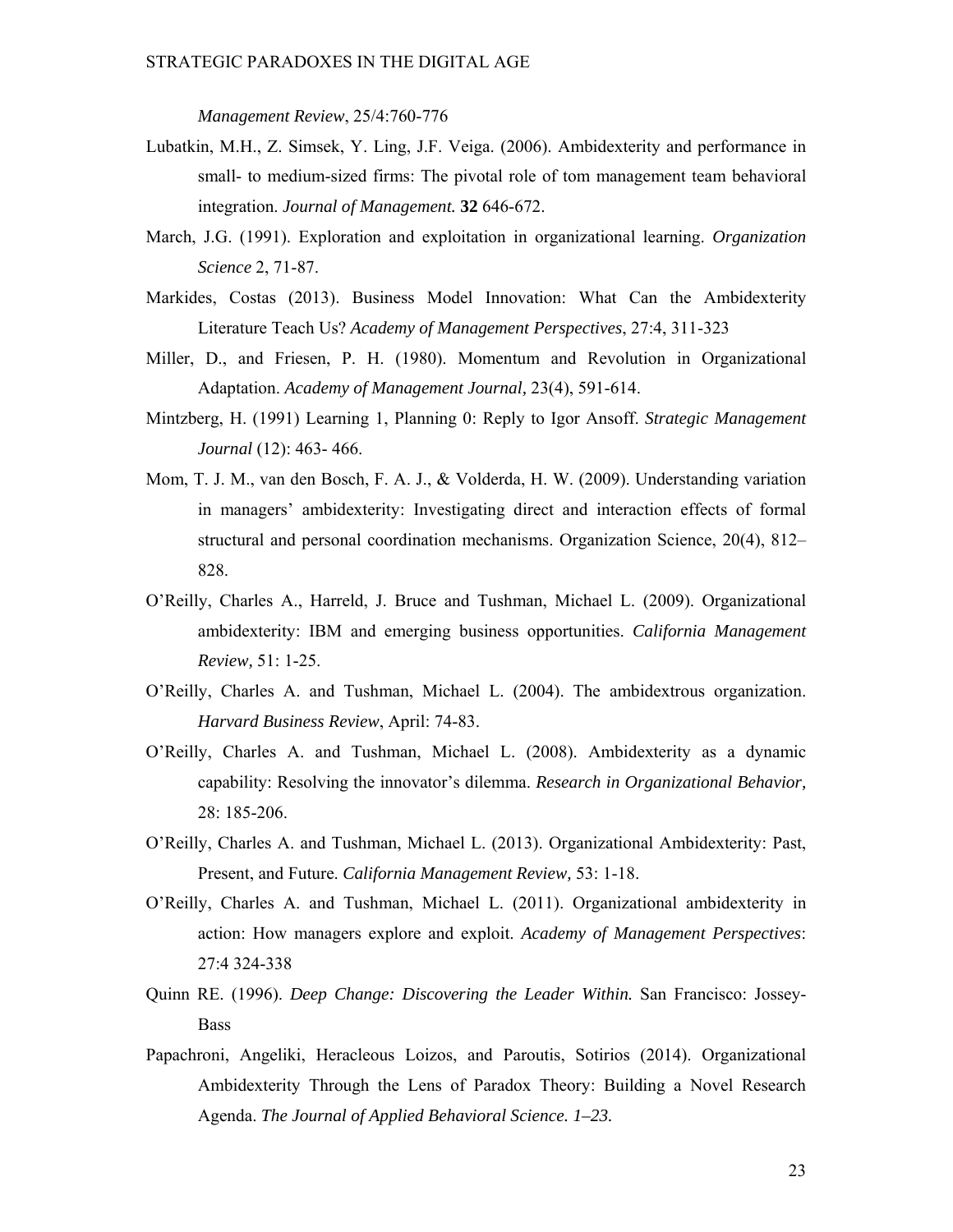*Management Review*, 25/4:760-776

Lubatkin, M.H., Z. Simsek, Y. Ling, J.F. Veiga. (2006). Ambidexterity and performance in small- to medium-sized firms: The pivotal role of tom management team behavioral integration. *Journal of Management.* **32** 646-672.

March, J.G. (1991). Exploration and exploitation in organizational learning. *Organization Science* 2, 71-87.

Markides, Costas (2013). Business Model Innovation: What Can the Ambidexterity Literature Teach Us? *Academy of Management Perspectives*, 27:4, 311-323

Miller, D., and Friesen, P. H. (1980). Momentum and Revolution in Organizational Adaptation. *Academy of Management Journal,* 23(4), 591-614.

Mintzberg, H. (1991) Learning 1, Planning 0: Reply to Igor Ansoff. *Strategic Management Journal* (12): 463- 466.

Mom, T. J. M., van den Bosch, F. A. J., & Volderda, H. W. (2009). Understanding variation in managers' ambidexterity: Investigating direct and interaction effects of formal structural and personal coordination mechanisms. Organization Science, 20(4), 812–828.

O'Reilly, Charles A., Harreld, J. Bruce and Tushman, Michael L. (2009). Organizational ambidexterity: IBM and emerging business opportunities. *California Management Review,* 51: 1-25.

O'Reilly, Charles A. and Tushman, Michael L. (2004). The ambidextrous organization. *Harvard Business Review*, April: 74-83.

O'Reilly, Charles A. and Tushman, Michael L. (2008). Ambidexterity as a dynamic capability: Resolving the innovator's dilemma. *Research in Organizational Behavior,* 28: 185-206.

O'Reilly, Charles A. and Tushman, Michael L. (2013). Organizational Ambidexterity: Past, Present, and Future. *California Management Review,* 53: 1-18.

O'Reilly, Charles A. and Tushman, Michael L. (2011). Organizational ambidexterity in action: How managers explore and exploit. *Academy of Management Perspectives*: 27:4 324-338

Quinn RE. (1996). *Deep Change: Discovering the Leader Within.* San Francisco: Jossey-Bass

Papachroni, Angeliki, Heracleous Loizos, and Paroutis, Sotirios (2014). Organizational Ambidexterity Through the Lens of Paradox Theory: Building a Novel Research Agenda. *The Journal of Applied Behavioral Science. 1–23.*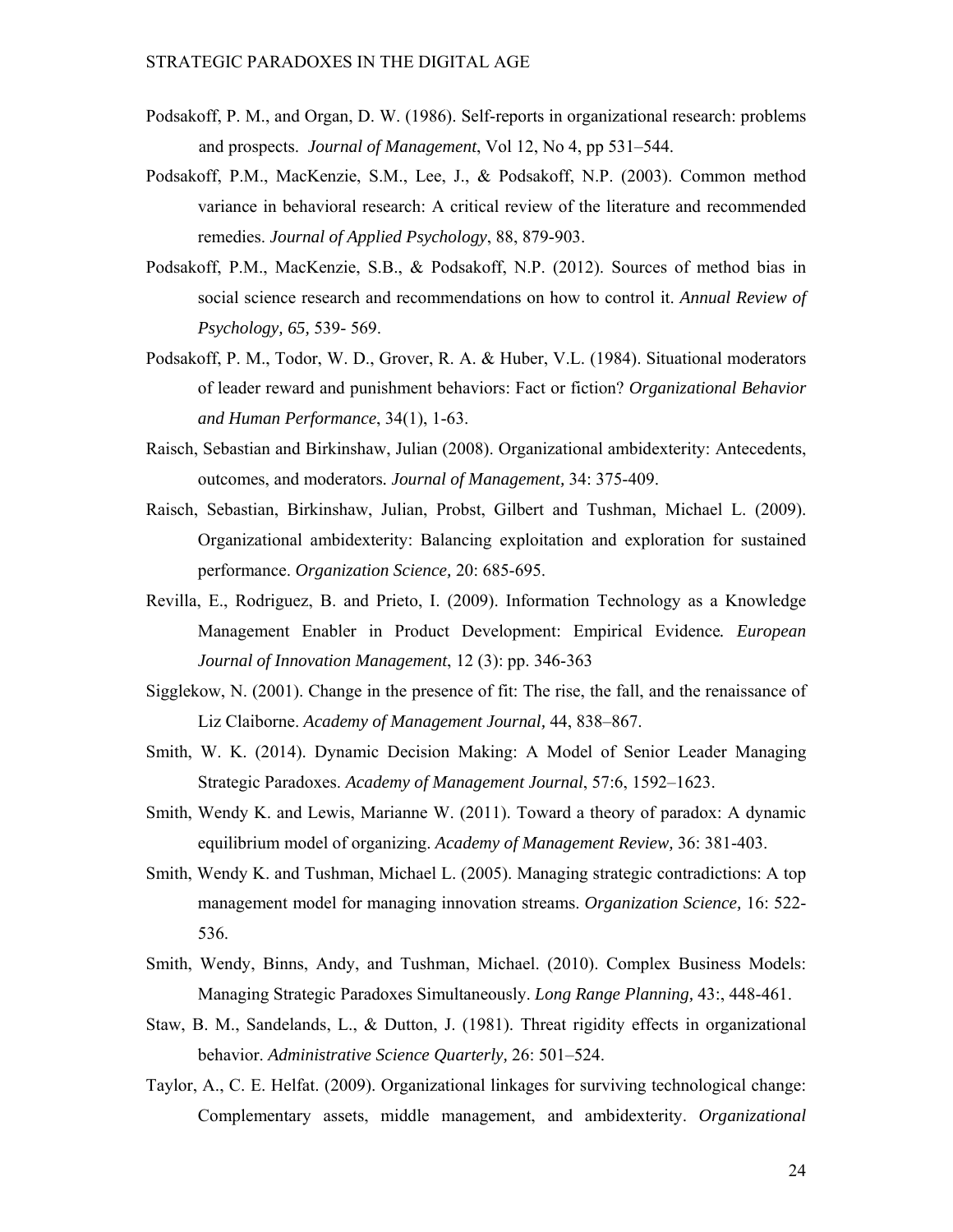Podsakoff, P. M., and Organ, D. W. (1986). Self-reports in organizational research: problems and prospects. *Journal of Management*, Vol 12, No 4, pp 531–544.

Podsakoff, P.M., MacKenzie, S.M., Lee, J., & Podsakoff, N.P. (2003). Common method variance in behavioral research: A critical review of the literature and recommended remedies. *Journal of Applied Psychology*, 88, 879-903.

Podsakoff, P.M., MacKenzie, S.B., & Podsakoff, N.P. (2012). Sources of method bias in social science research and recommendations on how to control it. *Annual Review of Psychology, 65,* 539- 569.

Podsakoff, P. M., Todor, W. D., Grover, R. A. & Huber, V.L. (1984). Situational moderators of leader reward and punishment behaviors: Fact or fiction? *Organizational Behavior and Human Performance*, 34(1), 1-63.

Raisch, Sebastian and Birkinshaw, Julian (2008). Organizational ambidexterity: Antecedents, outcomes, and moderators. *Journal of Management,* 34: 375-409.

Raisch, Sebastian, Birkinshaw, Julian, Probst, Gilbert and Tushman, Michael L. (2009). Organizational ambidexterity: Balancing exploitation and exploration for sustained performance. *Organization Science,* 20: 685-695.

Revilla, E., Rodriguez, B. and Prieto, I. (2009). Information Technology as a Knowledge Management Enabler in Product Development: Empirical Evidence. *European Journal of Innovation Management*, 12 (3): pp. 346-363

Siggelkow, N. (2001). Change in the presence of fit: The rise, the fall, and the renaissance of Liz Claiborne. *Academy of Management Journal,* 44, 838–867.

Smith, W. K. (2014). Dynamic Decision Making: A Model of Senior Leader Managing Strategic Paradoxes. *Academy of Management Journal*, 57:6, 1592–1623.

Smith, Wendy K. and Lewis, Marianne W. (2011). Toward a theory of paradox: A dynamic equilibrium model of organizing. *Academy of Management Review,* 36: 381-403.

Smith, Wendy K. and Tushman, Michael L. (2005). Managing strategic contradictions: A top management model for managing innovation streams. *Organization Science,* 16: 522-536.

Smith, Wendy, Binns, Andy, and Tushman, Michael. (2010). Complex Business Models: Managing Strategic Paradoxes Simultaneously. *Long Range Planning,* 43:, 448-461.

Staw, B. M., Sandelands, L., & Dutton, J. (1981). Threat rigidity effects in organizational behavior. *Administrative Science Quarterly,* 26: 501–524.

Taylor, A., C. E. Helfat. (2009). Organizational linkages for surviving technological change: Complementary assets, middle management, and ambidexterity. *Organizational*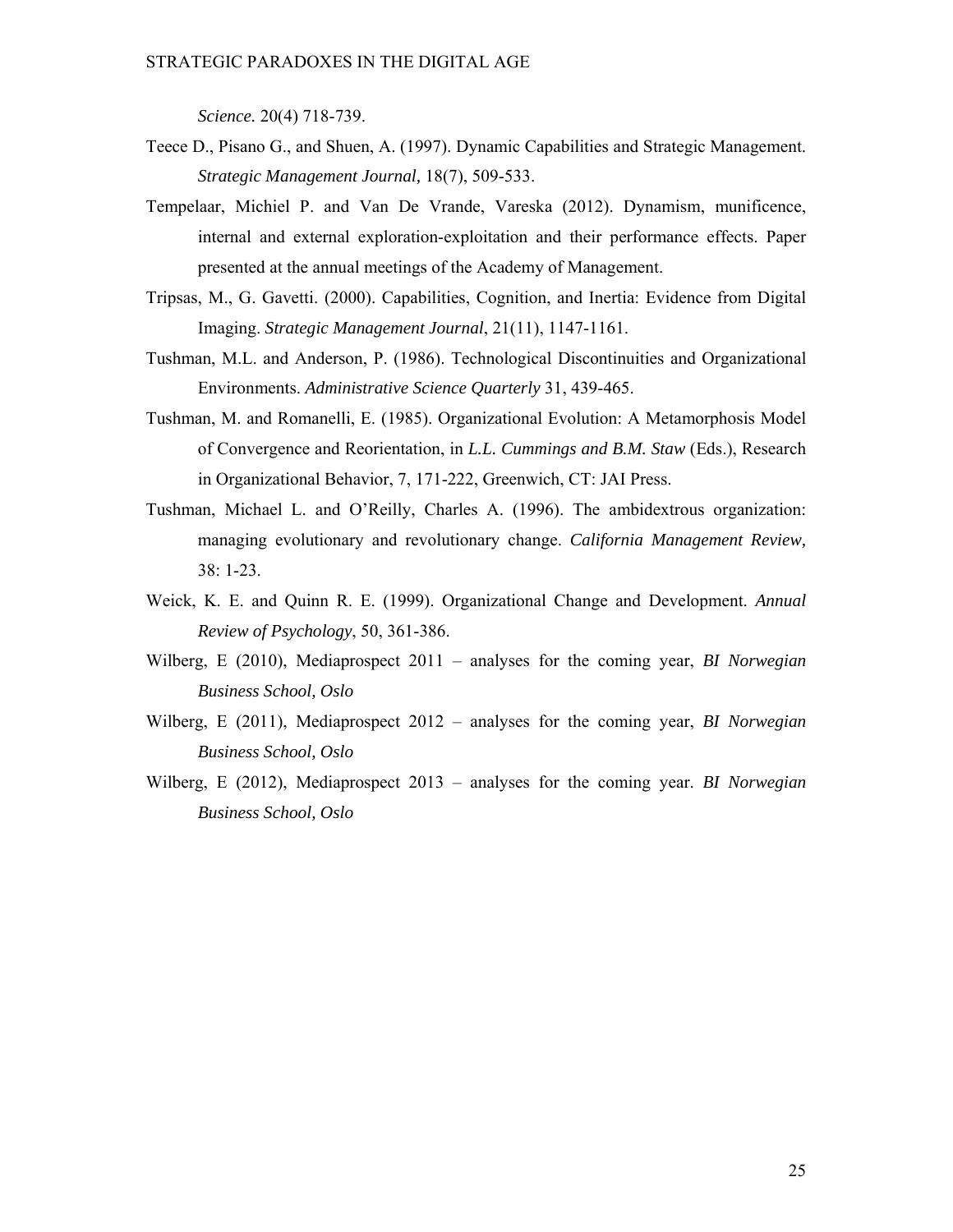*Science.* 20(4) 718-739.

Teece D., Pisano G., and Shuen, A. (1997). Dynamic Capabilities and Strategic Management. *Strategic Management Journal,* 18(7), 509-533.

Tempelaar, Michiel P. and Van De Vrande, Vareska (2012). Dynamism, munificence, internal and external exploration-exploitation and their performance effects. Paper presented at the annual meetings of the Academy of Management.

Tripsas, M., G. Gavetti. (2000). Capabilities, Cognition, and Inertia: Evidence from Digital Imaging. *Strategic Management Journal*, 21(11), 1147-1161.

Tushman, M.L. and Anderson, P. (1986). Technological Discontinuities and Organizational Environments. *Administrative Science Quarterly* 31, 439-465.

Tushman, M. and Romanelli, E. (1985). Organizational Evolution: A Metamorphosis Model of Convergence and Reorientation, in *L.L. Cummings and B.M. Staw* (Eds.), Research in Organizational Behavior, 7, 171-222, Greenwich, CT: JAI Press.

Tushman, Michael L. and O'Reilly, Charles A. (1996). The ambidextrous organization: managing evolutionary and revolutionary change. *California Management Review,* 38: 1-23.

Weick, K. E. and Quinn R. E. (1999). Organizational Change and Development. *Annual Review of Psychology*, 50, 361-386.

Wilberg, E (2010), Mediaprospect 2011 – analyses for the coming year, *BI Norwegian Business School, Oslo*

Wilberg, E (2011), Mediaprospect 2012 – analyses for the coming year, *BI Norwegian Business School, Oslo*

Wilberg, E (2012), Mediaprospect 2013 – analyses for the coming year. *BI Norwegian Business School, Oslo*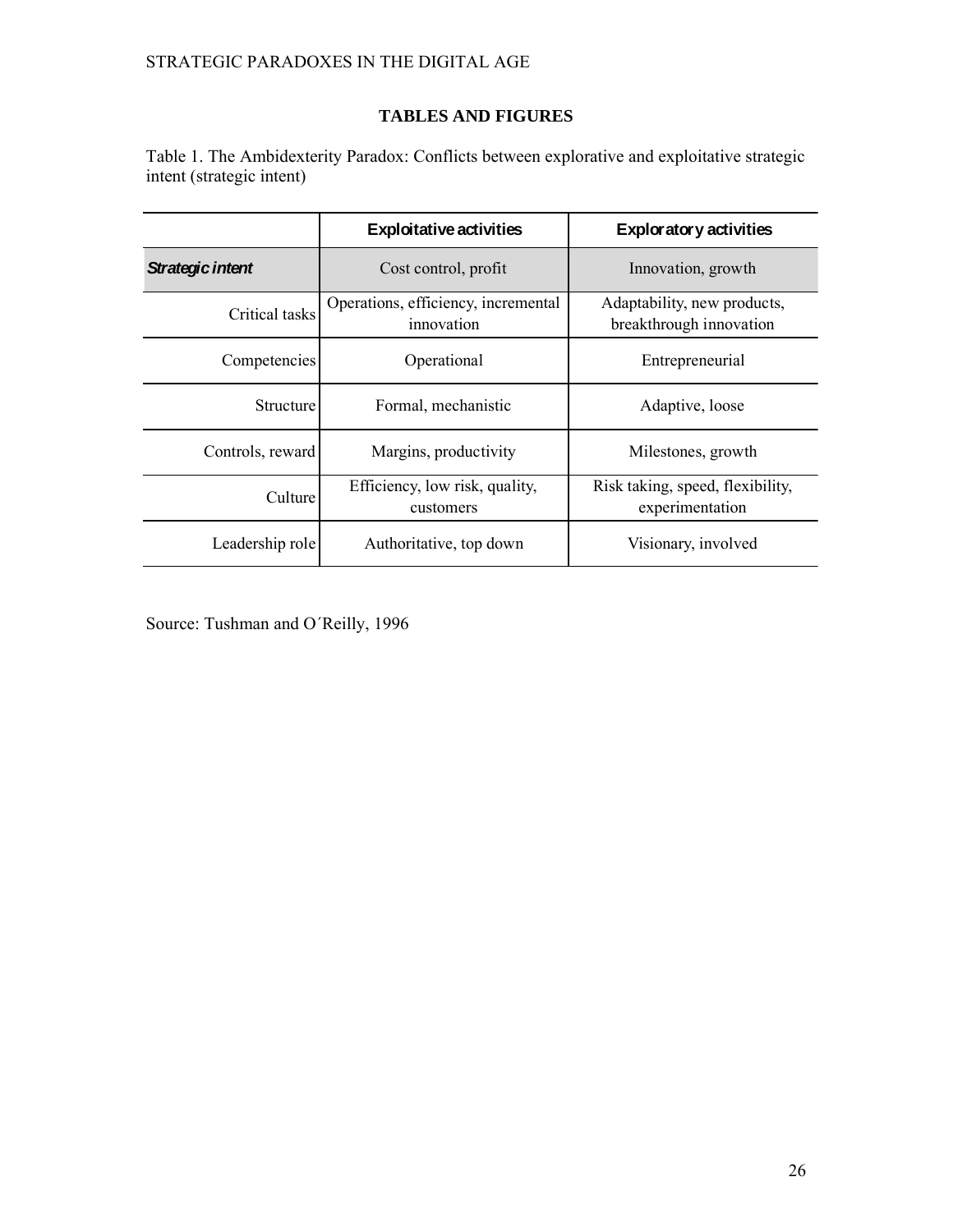## TABLES AND FIGURES

Table 1. The Ambidexterity Paradox: Conflicts between explorative and exploitative strategic intent (strategic intent)

| | Exploitative activities | Exploratory activities |
|---|---|---|
| ***Strategic intent*** | Cost control, profit | Innovation, growth |
| Critical tasks | Operations, efficiency, incremental innovation | Adaptability, new products, breakthrough innovation |
| Competencies | Operational | Entrepreneurial |
| Structure | Formal, mechanistic | Adaptive, loose |
| Controls, reward | Margins, productivity | Milestones, growth |
| Culture | Efficiency, low risk, quality, customers | Risk taking, speed, flexibility, experimentation |
| Leadership role | Authoritative, top down | Visionary, involved |

Source: Tushman and O´Reilly, 1996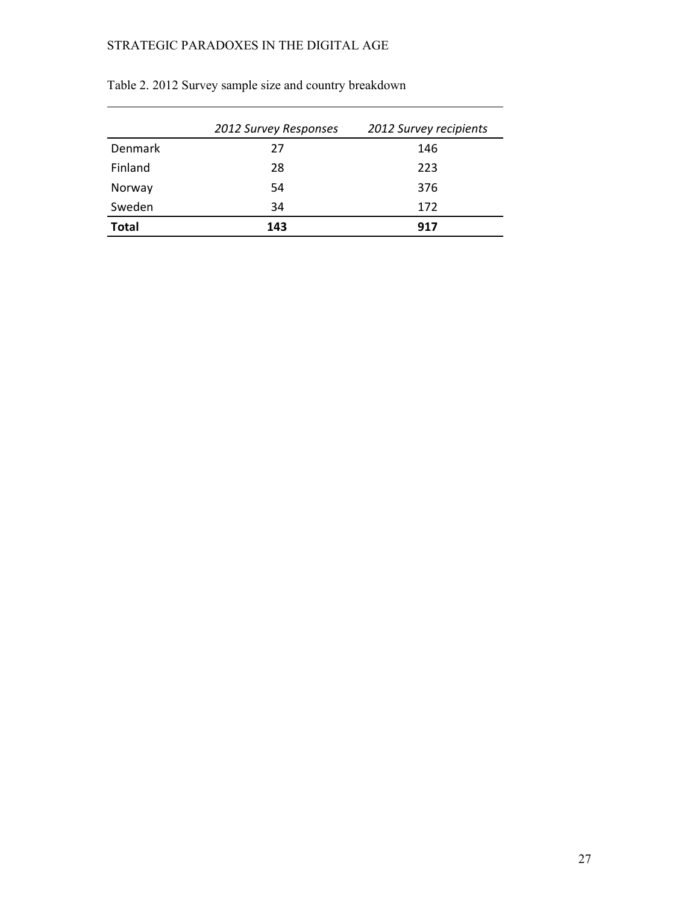Table 2. 2012 Survey sample size and country breakdown

| | *2012 Survey Responses* | *2012 Survey recipients* |
|---|---|---|
| Denmark | 27 | 146 |
| Finland | 28 | 223 |
| Norway | 54 | 376 |
| Sweden | 34 | 172 |
| **Total** | **143** | **917** |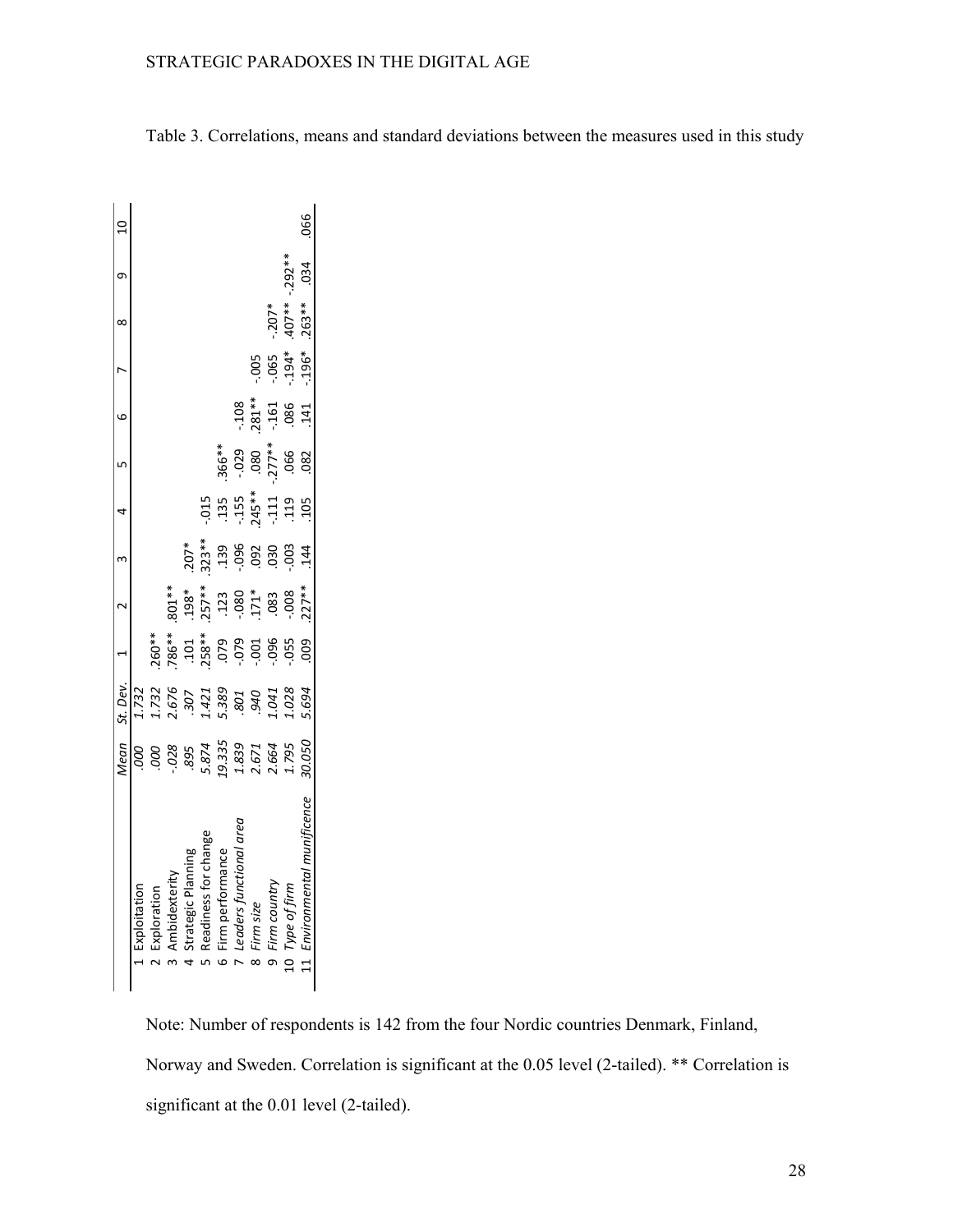Table 3. Correlations, means and standard deviations between the measures used in this study

| | | *Mean* | *St. Dev.* | 1 | 2 | 3 | 4 | 5 | 6 | 7 | 8 | 9 | 10 |
|---|---|---|---|---|---|---|---|---|---|---|---|---|---|
| 1 | Exploitation | *.000* | *1.732* | | | | | | | | | | |
| 2 | Exploration | *.000* | *1.732* | .260** | | | | | | | | | |
| 3 | Ambidexterity | *-.028* | *2.676* | .786** | .801** | | | | | | | | |
| 4 | Strategic Planning | *.895* | *.307* | .101 | .198* | .207* | | | | | | | |
| 5 | Readiness for change | *5.874* | *1.421* | .258** | .257** | .323** | -.015 | | | | | | |
| 6 | Firm performance | *19.335* | *5.389* | .079 | .123 | .139 | .135 | .366** | | | | | |
| 7 | *Leaders functional area* | *1.839* | *.801* | -.079 | -.080 | -.096 | -.155 | -.029 | -.108 | | | | |
| 8 | *Firm size* | *2.671* | *.940* | -.001 | .171* | .092 | .245** | .080 | .281** | -.005 | | | |
| 9 | *Firm country* | *2.664* | *1.041* | -.096 | .083 | .030 | -.111 | -.277** | -.161 | -.065 | -.207* | | |
| 10 | *Type of firm* | *1.795* | *1.028* | -.055 | -.008 | -.003 | .119 | .066 | .086 | -.194* | .407** | -.292** | |
| 11 | *Environmental munificence* | *30.050* | *5.694* | .009 | .227** | .144 | .105 | .082 | .141 | -.196* | .263** | .034 | .066 |

Note: Number of respondents is 142 from the four Nordic countries Denmark, Finland, Norway and Sweden. Correlation is significant at the 0.05 level (2-tailed). ** Correlation is significant at the 0.01 level (2-tailed).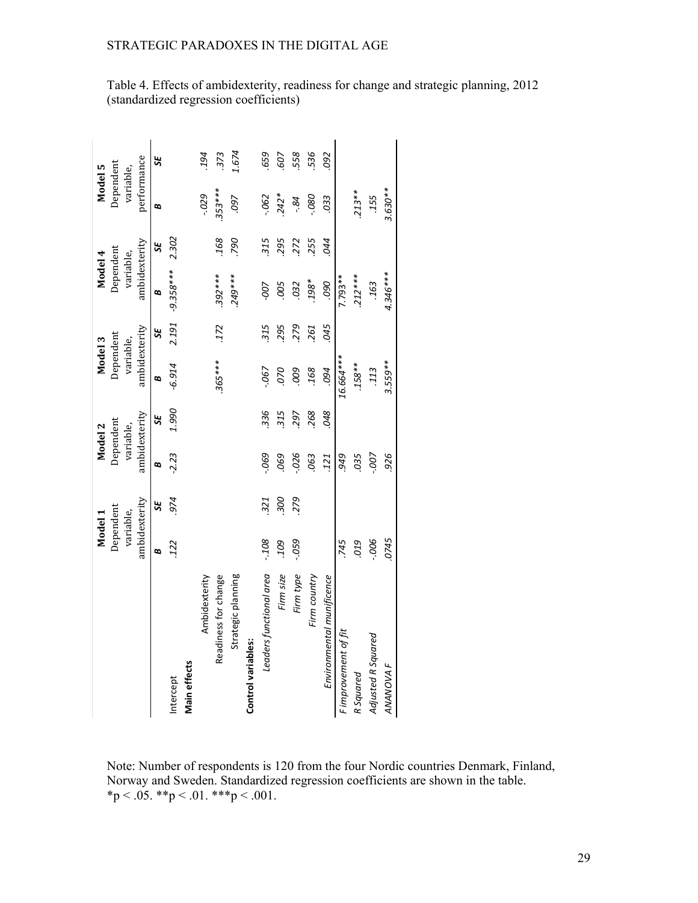Table 4. Effects of ambidexterity, readiness for change and strategic planning, 2012 (standardized regression coefficients)

| | Model 1 Dependent variable, ambidexterity | | Model 2 Dependent variable, ambidexterity | | Model 3 Dependent variable, ambidexterity | | Model 4 Dependent variable, ambidexterity | | Model 5 Dependent variable, performance | |
|---|---|---|---|---|---|---|---|---|---|---|
| | *B* | *SE* | *B* | *SE* | *B* | *SE* | *B* | *SE* | *B* | *SE* |
| Intercept | .122 | .974 | -2.23 | 1.990 | -6.914 | 2.191 | -9.358*** | 2.302 | | |
| **Main effects** | | | | | | | | | | |
| Ambidexterity | | | | | | | | | -.029 | .194 |
| Readiness for change | | | | | .365*** | .172 | .392*** | .168 | .353*** | .373 |
| Strategic planning | | | | | | | .249*** | .790 | .097 | 1.674 |
| **Control variables:** | | | | | | | | | | |
| *Leaders functional area* | -.108 | .321 | -.069 | .336 | -.067 | .315 | -007 | .315 | -.062 | .659 |
| *Firm size* | .109 | .300 | .069 | .315 | .070 | .295 | .005 | .295 | .242* | .607 |
| *Firm type* | -.059 | .279 | -.026 | .297 | .009 | .279 | .032 | .272 | -.84 | .558 |
| *Firm country* | | | .063 | .268 | .168 | .261 | .198* | .255 | -.080 | .536 |
| *Environmental munificence* | | | .121 | .048 | .094 | .045 | .090 | .044 | .033 | .092 |
| *F improvement of fit* | .745 | | .949 | | 16.664*** | | 7.793** | | | |
| *R Squared* | .019 | | .035 | | .158** | | .212*** | | .213** | |
| *Adjusted R Squared* | -.006 | | -.007 | | .113 | | .163 | | .155 | |
| *ANANOVA F* | .0745 | | .926 | | 3.559** | | 4.346*** | | 3.630** | |

Note: Number of respondents is 120 from the four Nordic countries Denmark, Finland, Norway and Sweden. Standardized regression coefficients are shown in the table.
$*p < .05$. $**p < .01$. $***p < .001$.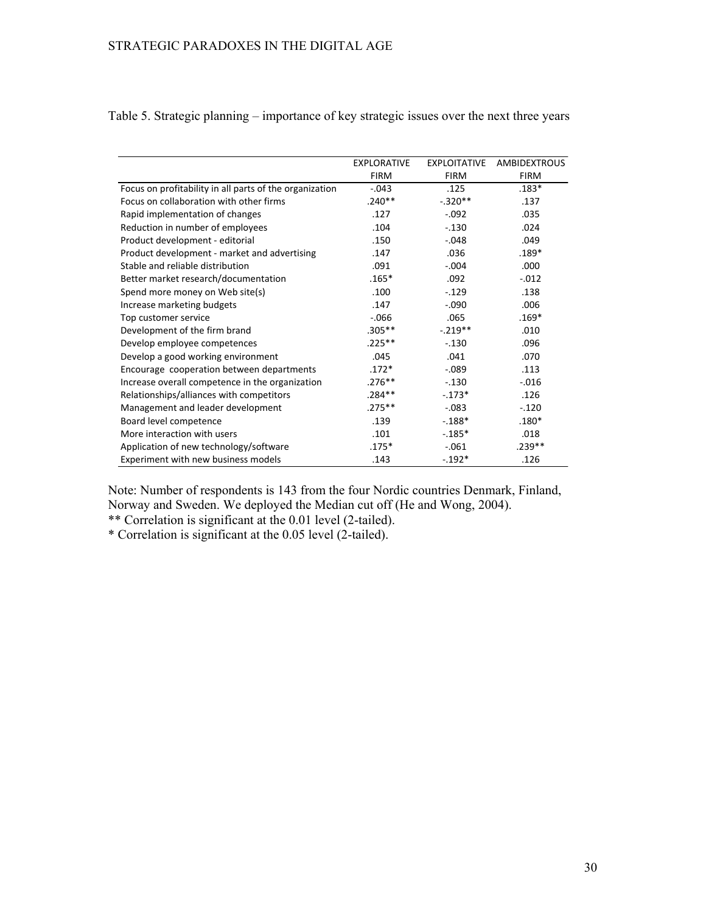Table 5. Strategic planning – importance of key strategic issues over the next three years

| | EXPLORATIVE FIRM | EXPLOITATIVE FIRM | AMBIDEXTROUS FIRM |
|---|---|---|---|
| Focus on profitability in all parts of the organization | -.043 | .125 | .183* |
| Focus on collaboration with other firms | .240** | -.320** | .137 |
| Rapid implementation of changes | .127 | -.092 | .035 |
| Reduction in number of employees | .104 | -.130 | .024 |
| Product development - editorial | .150 | -.048 | .049 |
| Product development - market and advertising | .147 | .036 | .189* |
| Stable and reliable distribution | .091 | -.004 | .000 |
| Better market research/documentation | .165* | .092 | -.012 |
| Spend more money on Web site(s) | .100 | -.129 | .138 |
| Increase marketing budgets | .147 | -.090 | .006 |
| Top customer service | -.066 | .065 | .169* |
| Development of the firm brand | .305** | -.219** | .010 |
| Develop employee competences | .225** | -.130 | .096 |
| Develop a good working environment | .045 | .041 | .070 |
| Encourage cooperation between departments | .172* | -.089 | .113 |
| Increase overall competence in the organization | .276** | -.130 | -.016 |
| Relationships/alliances with competitors | .284** | -.173* | .126 |
| Management and leader development | .275** | -.083 | -.120 |
| Board level competence | .139 | -.188* | .180* |
| More interaction with users | .101 | -.185* | .018 |
| Application of new technology/software | .175* | -.061 | .239** |
| Experiment with new business models | .143 | -.192* | .126 |

Note: Number of respondents is 143 from the four Nordic countries Denmark, Finland, Norway and Sweden. We deployed the Median cut off (He and Wong, 2004).
** Correlation is significant at the 0.01 level (2-tailed).
* Correlation is significant at the 0.05 level (2-tailed).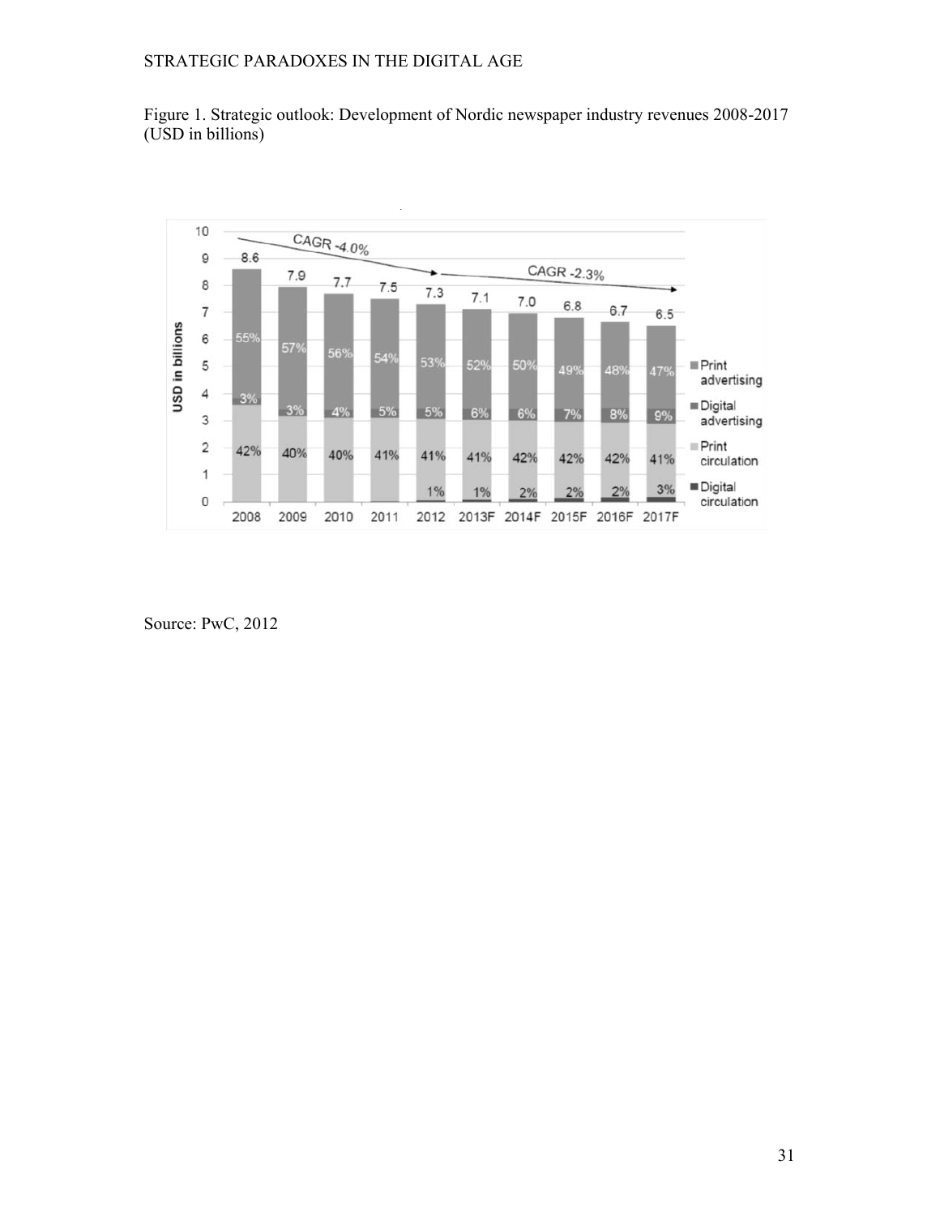Figure 1. Strategic outlook: Development of Nordic newspaper industry revenues 2008-2017 (USD in billions)

USD in billions

10
9
8
7
6
5
4
3
2
1
0

CAGR -4.0%
CAGR -2.3%

8.6
7.9
7.7
7.5
7.3
7.1
7.0
6.8
6.7
6.5

2008: 55%, 3%, 42%
2009: 57%, 3%, 40%
2010: 56%, 4%, 40%
2011: 54%, 5%, 41%
2012: 53%, 5%, 41%, 1%
2013F: 52%, 6%, 41%, 1%
2014F: 50%, 6%, 42%, 2%
2015F: 49%, 7%, 42%, 2%
2016F: 48%, 8%, 42%, 2%
2017F: 47%, 9%, 41%, 3%

Print advertising
Digital advertising
Print circulation
Digital circulation

Source: PwC, 2012